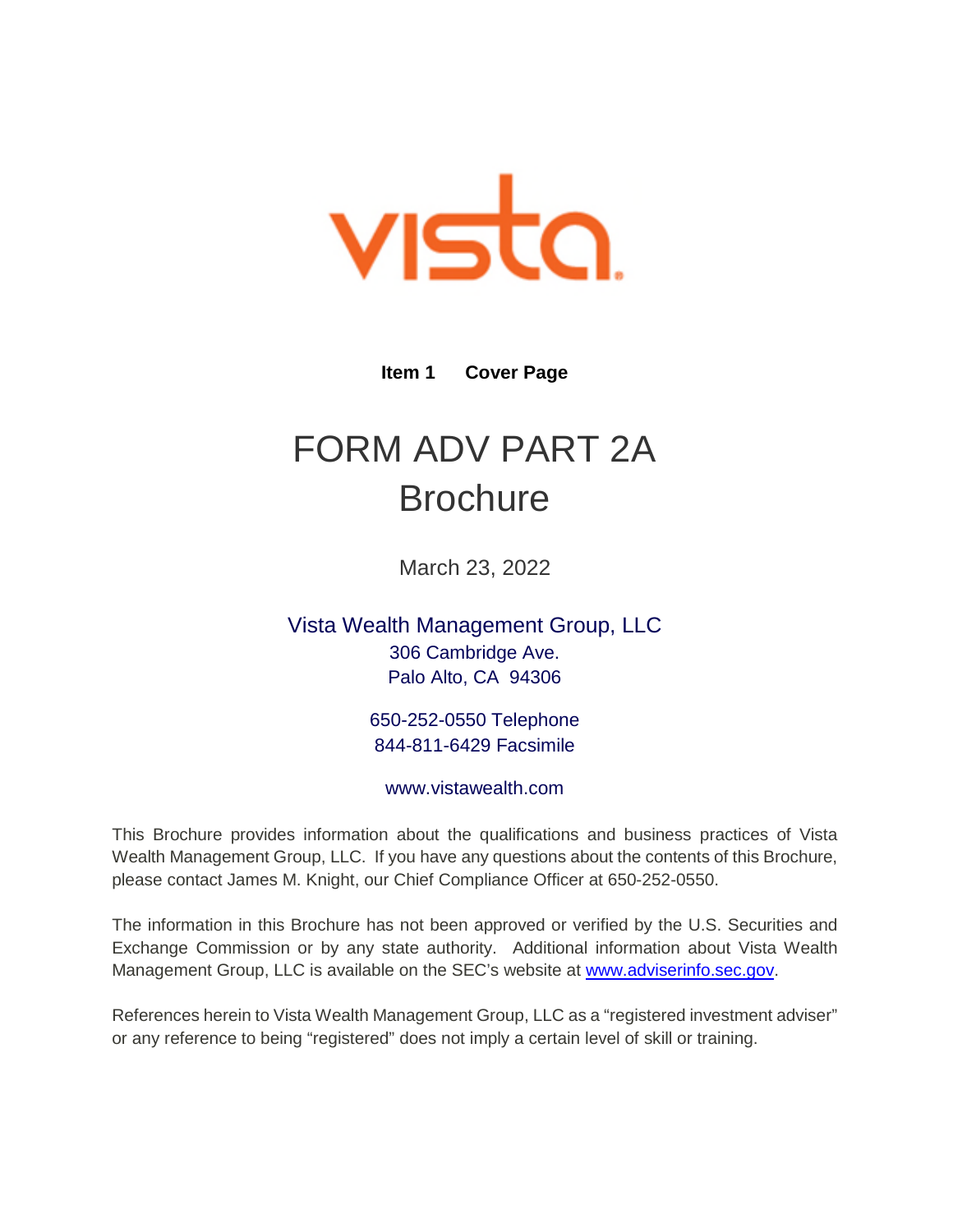vista

**Item 1 Cover Page**

# FORM ADV PART 2A
# Brochure

March 23, 2022

Vista Wealth Management Group, LLC
306 Cambridge Ave.
Palo Alto, CA 94306

650-252-0550 Telephone
844-811-6429 Facsimile

www.vistawealth.com

This Brochure provides information about the qualifications and business practices of Vista Wealth Management Group, LLC. If you have any questions about the contents of this Brochure, please contact James M. Knight, our Chief Compliance Officer at 650-252-0550.

The information in this Brochure has not been approved or verified by the U.S. Securities and Exchange Commission or by any state authority. Additional information about Vista Wealth Management Group, LLC is available on the SEC's website at www.adviserinfo.sec.gov.

References herein to Vista Wealth Management Group, LLC as a "registered investment adviser" or any reference to being "registered" does not imply a certain level of skill or training.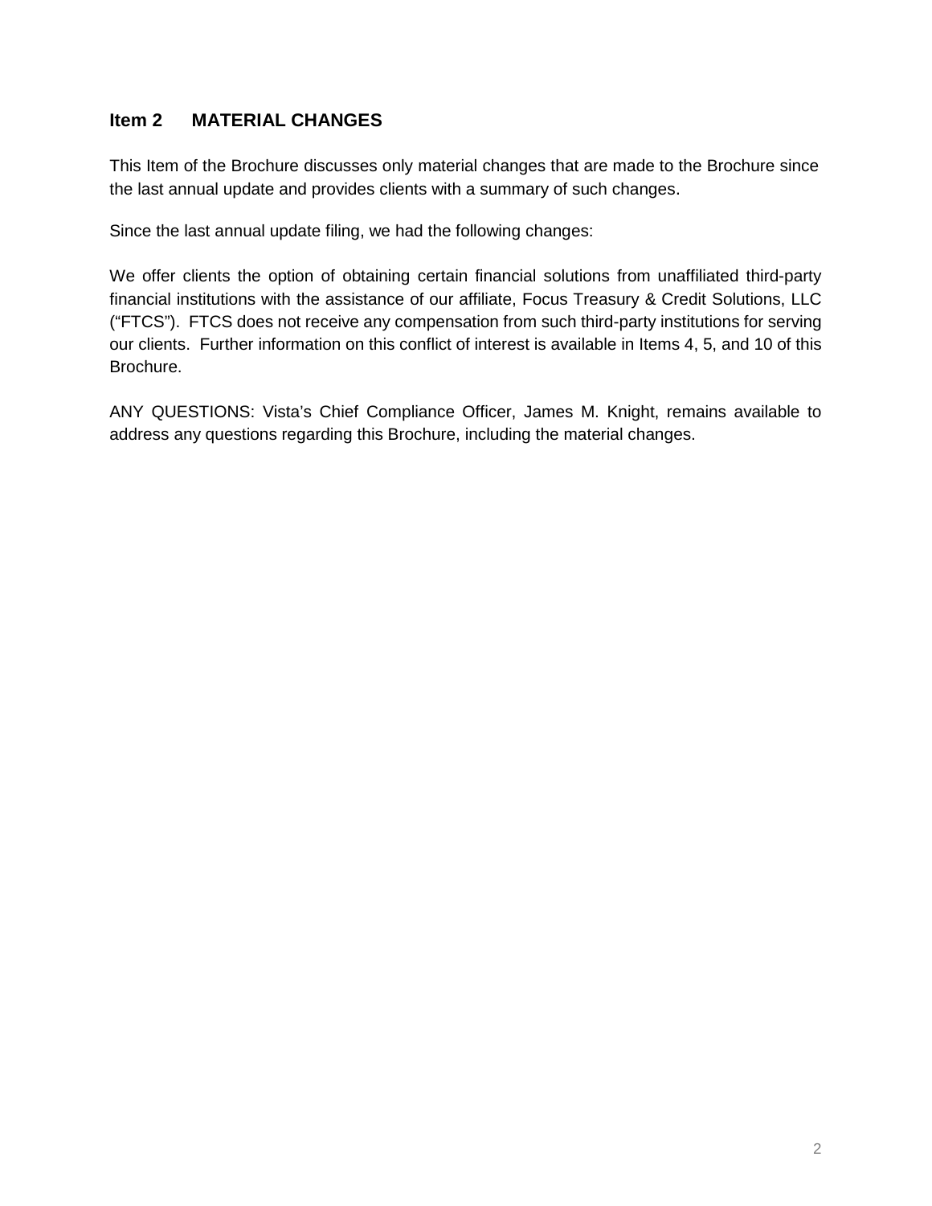## Item 2 MATERIAL CHANGES

This Item of the Brochure discusses only material changes that are made to the Brochure since the last annual update and provides clients with a summary of such changes.

Since the last annual update filing, we had the following changes:

We offer clients the option of obtaining certain financial solutions from unaffiliated third-party financial institutions with the assistance of our affiliate, Focus Treasury & Credit Solutions, LLC ("FTCS"). FTCS does not receive any compensation from such third-party institutions for serving our clients. Further information on this conflict of interest is available in Items 4, 5, and 10 of this Brochure.

ANY QUESTIONS: Vista's Chief Compliance Officer, James M. Knight, remains available to address any questions regarding this Brochure, including the material changes.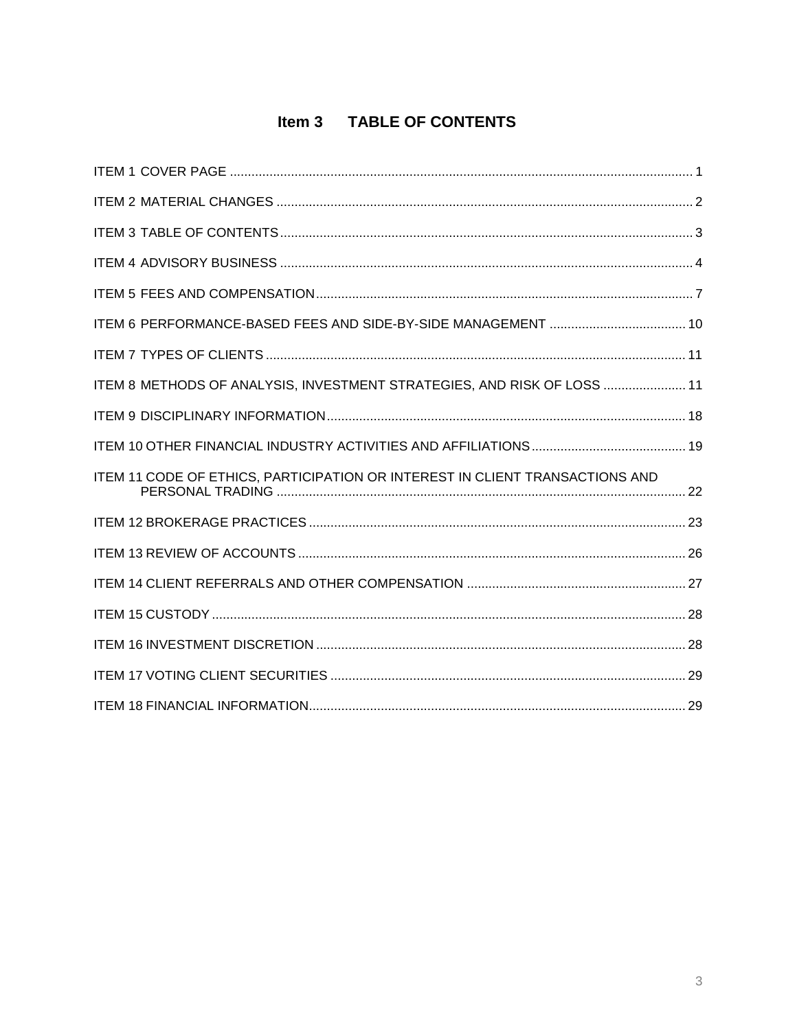# Item 3 TABLE OF CONTENTS

ITEM 1 COVER PAGE ........................................ 1

ITEM 2 MATERIAL CHANGES ........................................ 2

ITEM 3 TABLE OF CONTENTS ........................................ 3

ITEM 4 ADVISORY BUSINESS ........................................ 4

ITEM 5 FEES AND COMPENSATION ........................................ 7

ITEM 6 PERFORMANCE-BASED FEES AND SIDE-BY-SIDE MANAGEMENT ........................................ 10

ITEM 7 TYPES OF CLIENTS ........................................ 11

ITEM 8 METHODS OF ANALYSIS, INVESTMENT STRATEGIES, AND RISK OF LOSS ........................................ 11

ITEM 9 DISCIPLINARY INFORMATION ........................................ 18

ITEM 10 OTHER FINANCIAL INDUSTRY ACTIVITIES AND AFFILIATIONS ........................................ 19

ITEM 11 CODE OF ETHICS, PARTICIPATION OR INTEREST IN CLIENT TRANSACTIONS AND PERSONAL TRADING ........................................ 22

ITEM 12 BROKERAGE PRACTICES ........................................ 23

ITEM 13 REVIEW OF ACCOUNTS ........................................ 26

ITEM 14 CLIENT REFERRALS AND OTHER COMPENSATION ........................................ 27

ITEM 15 CUSTODY ........................................ 28

ITEM 16 INVESTMENT DISCRETION ........................................ 28

ITEM 17 VOTING CLIENT SECURITIES ........................................ 29

ITEM 18 FINANCIAL INFORMATION ........................................ 29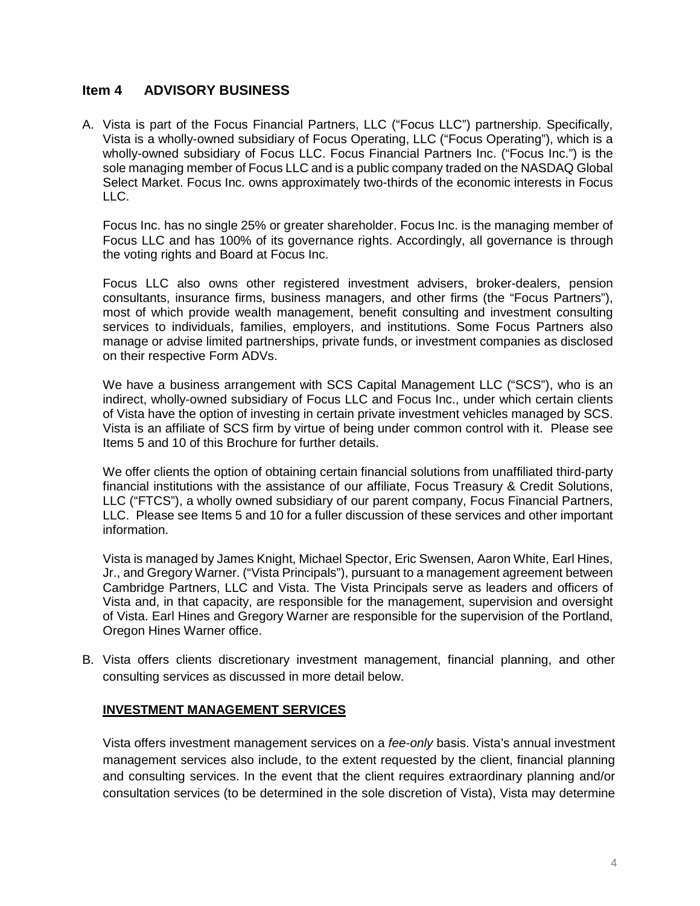## Item 4 ADVISORY BUSINESS

A. Vista is part of the Focus Financial Partners, LLC ("Focus LLC") partnership. Specifically, Vista is a wholly-owned subsidiary of Focus Operating, LLC ("Focus Operating"), which is a wholly-owned subsidiary of Focus LLC. Focus Financial Partners Inc. ("Focus Inc.") is the sole managing member of Focus LLC and is a public company traded on the NASDAQ Global Select Market. Focus Inc. owns approximately two-thirds of the economic interests in Focus LLC.

   Focus Inc. has no single 25% or greater shareholder. Focus Inc. is the managing member of Focus LLC and has 100% of its governance rights. Accordingly, all governance is through the voting rights and Board at Focus Inc.

   Focus LLC also owns other registered investment advisers, broker-dealers, pension consultants, insurance firms, business managers, and other firms (the "Focus Partners"), most of which provide wealth management, benefit consulting and investment consulting services to individuals, families, employers, and institutions. Some Focus Partners also manage or advise limited partnerships, private funds, or investment companies as disclosed on their respective Form ADVs.

   We have a business arrangement with SCS Capital Management LLC ("SCS"), who is an indirect, wholly-owned subsidiary of Focus LLC and Focus Inc., under which certain clients of Vista have the option of investing in certain private investment vehicles managed by SCS. Vista is an affiliate of SCS firm by virtue of being under common control with it. Please see Items 5 and 10 of this Brochure for further details.

   We offer clients the option of obtaining certain financial solutions from unaffiliated third-party financial institutions with the assistance of our affiliate, Focus Treasury & Credit Solutions, LLC ("FTCS"), a wholly owned subsidiary of our parent company, Focus Financial Partners, LLC. Please see Items 5 and 10 for a fuller discussion of these services and other important information.

   Vista is managed by James Knight, Michael Spector, Eric Swensen, Aaron White, Earl Hines, Jr., and Gregory Warner. ("Vista Principals"), pursuant to a management agreement between Cambridge Partners, LLC and Vista. The Vista Principals serve as leaders and officers of Vista and, in that capacity, are responsible for the management, supervision and oversight of Vista. Earl Hines and Gregory Warner are responsible for the supervision of the Portland, Oregon Hines Warner office.

B. Vista offers clients discretionary investment management, financial planning, and other consulting services as discussed in more detail below.

   **INVESTMENT MANAGEMENT SERVICES**

   Vista offers investment management services on a *fee-only* basis. Vista's annual investment management services also include, to the extent requested by the client, financial planning and consulting services. In the event that the client requires extraordinary planning and/or consultation services (to be determined in the sole discretion of Vista), Vista may determine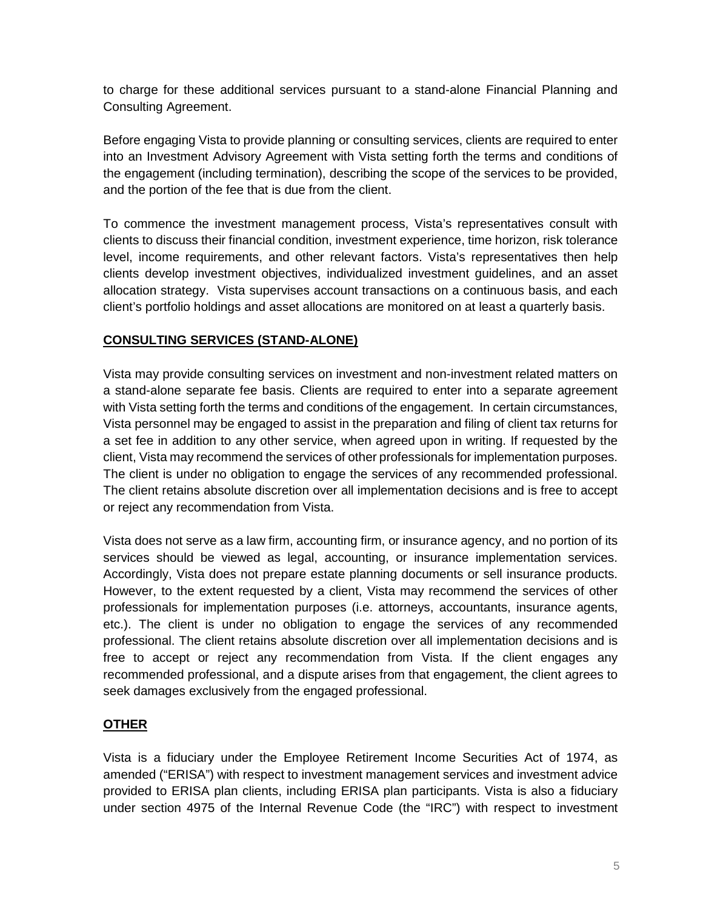to charge for these additional services pursuant to a stand-alone Financial Planning and Consulting Agreement.

Before engaging Vista to provide planning or consulting services, clients are required to enter into an Investment Advisory Agreement with Vista setting forth the terms and conditions of the engagement (including termination), describing the scope of the services to be provided, and the portion of the fee that is due from the client.

To commence the investment management process, Vista's representatives consult with clients to discuss their financial condition, investment experience, time horizon, risk tolerance level, income requirements, and other relevant factors. Vista's representatives then help clients develop investment objectives, individualized investment guidelines, and an asset allocation strategy. Vista supervises account transactions on a continuous basis, and each client's portfolio holdings and asset allocations are monitored on at least a quarterly basis.

## CONSULTING SERVICES (STAND-ALONE)

Vista may provide consulting services on investment and non-investment related matters on a stand-alone separate fee basis. Clients are required to enter into a separate agreement with Vista setting forth the terms and conditions of the engagement. In certain circumstances, Vista personnel may be engaged to assist in the preparation and filing of client tax returns for a set fee in addition to any other service, when agreed upon in writing. If requested by the client, Vista may recommend the services of other professionals for implementation purposes. The client is under no obligation to engage the services of any recommended professional. The client retains absolute discretion over all implementation decisions and is free to accept or reject any recommendation from Vista.

Vista does not serve as a law firm, accounting firm, or insurance agency, and no portion of its services should be viewed as legal, accounting, or insurance implementation services. Accordingly, Vista does not prepare estate planning documents or sell insurance products. However, to the extent requested by a client, Vista may recommend the services of other professionals for implementation purposes (i.e. attorneys, accountants, insurance agents, etc.). The client is under no obligation to engage the services of any recommended professional. The client retains absolute discretion over all implementation decisions and is free to accept or reject any recommendation from Vista. If the client engages any recommended professional, and a dispute arises from that engagement, the client agrees to seek damages exclusively from the engaged professional.

## OTHER

Vista is a fiduciary under the Employee Retirement Income Securities Act of 1974, as amended ("ERISA") with respect to investment management services and investment advice provided to ERISA plan clients, including ERISA plan participants. Vista is also a fiduciary under section 4975 of the Internal Revenue Code (the "IRC") with respect to investment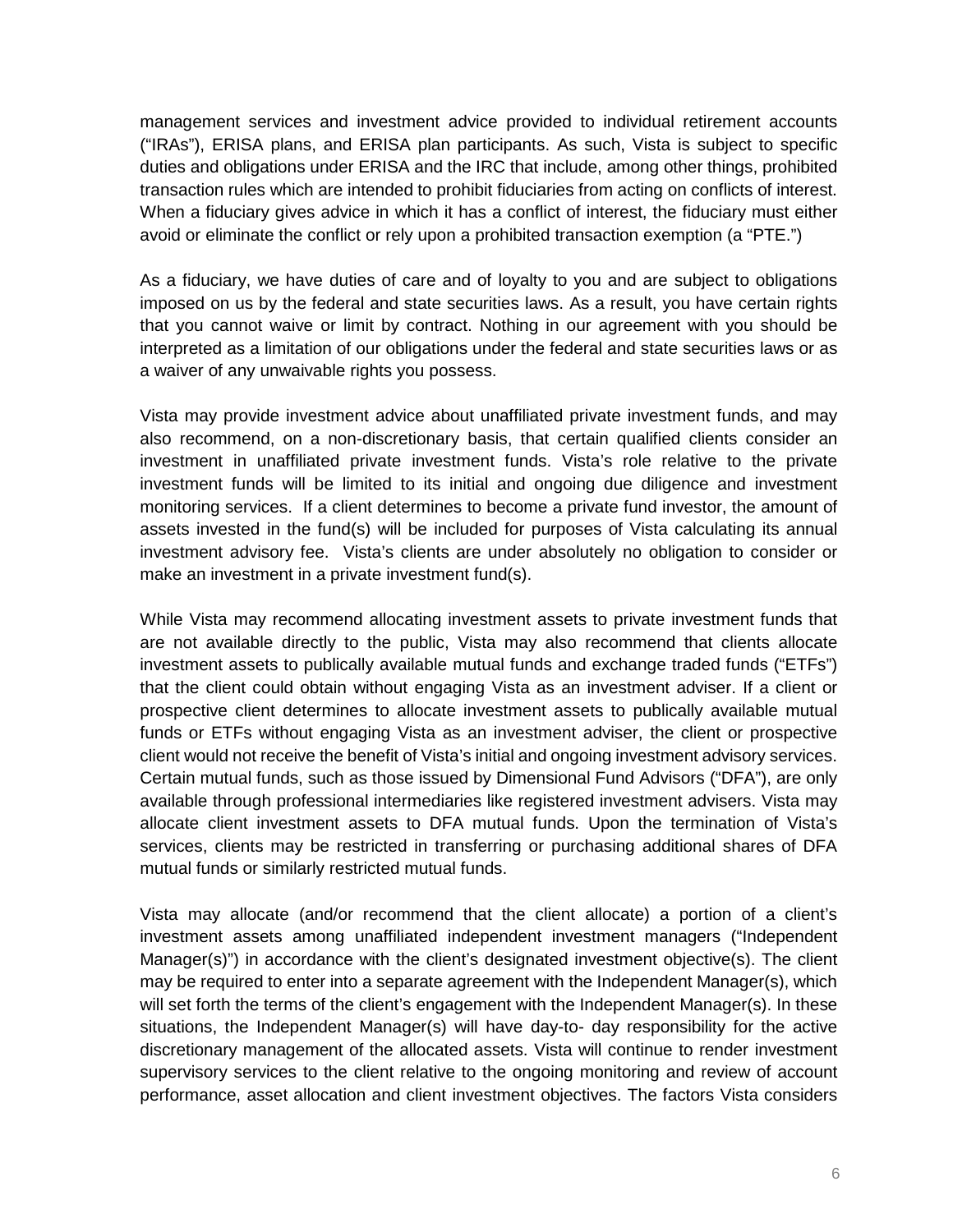management services and investment advice provided to individual retirement accounts ("IRAs"), ERISA plans, and ERISA plan participants. As such, Vista is subject to specific duties and obligations under ERISA and the IRC that include, among other things, prohibited transaction rules which are intended to prohibit fiduciaries from acting on conflicts of interest. When a fiduciary gives advice in which it has a conflict of interest, the fiduciary must either avoid or eliminate the conflict or rely upon a prohibited transaction exemption (a "PTE.")

As a fiduciary, we have duties of care and of loyalty to you and are subject to obligations imposed on us by the federal and state securities laws. As a result, you have certain rights that you cannot waive or limit by contract. Nothing in our agreement with you should be interpreted as a limitation of our obligations under the federal and state securities laws or as a waiver of any unwaivable rights you possess.

Vista may provide investment advice about unaffiliated private investment funds, and may also recommend, on a non-discretionary basis, that certain qualified clients consider an investment in unaffiliated private investment funds. Vista's role relative to the private investment funds will be limited to its initial and ongoing due diligence and investment monitoring services. If a client determines to become a private fund investor, the amount of assets invested in the fund(s) will be included for purposes of Vista calculating its annual investment advisory fee. Vista's clients are under absolutely no obligation to consider or make an investment in a private investment fund(s).

While Vista may recommend allocating investment assets to private investment funds that are not available directly to the public, Vista may also recommend that clients allocate investment assets to publically available mutual funds and exchange traded funds ("ETFs") that the client could obtain without engaging Vista as an investment adviser. If a client or prospective client determines to allocate investment assets to publically available mutual funds or ETFs without engaging Vista as an investment adviser, the client or prospective client would not receive the benefit of Vista's initial and ongoing investment advisory services. Certain mutual funds, such as those issued by Dimensional Fund Advisors ("DFA"), are only available through professional intermediaries like registered investment advisers. Vista may allocate client investment assets to DFA mutual funds. Upon the termination of Vista's services, clients may be restricted in transferring or purchasing additional shares of DFA mutual funds or similarly restricted mutual funds.

Vista may allocate (and/or recommend that the client allocate) a portion of a client's investment assets among unaffiliated independent investment managers ("Independent Manager(s)") in accordance with the client's designated investment objective(s). The client may be required to enter into a separate agreement with the Independent Manager(s), which will set forth the terms of the client's engagement with the Independent Manager(s). In these situations, the Independent Manager(s) will have day-to- day responsibility for the active discretionary management of the allocated assets. Vista will continue to render investment supervisory services to the client relative to the ongoing monitoring and review of account performance, asset allocation and client investment objectives. The factors Vista considers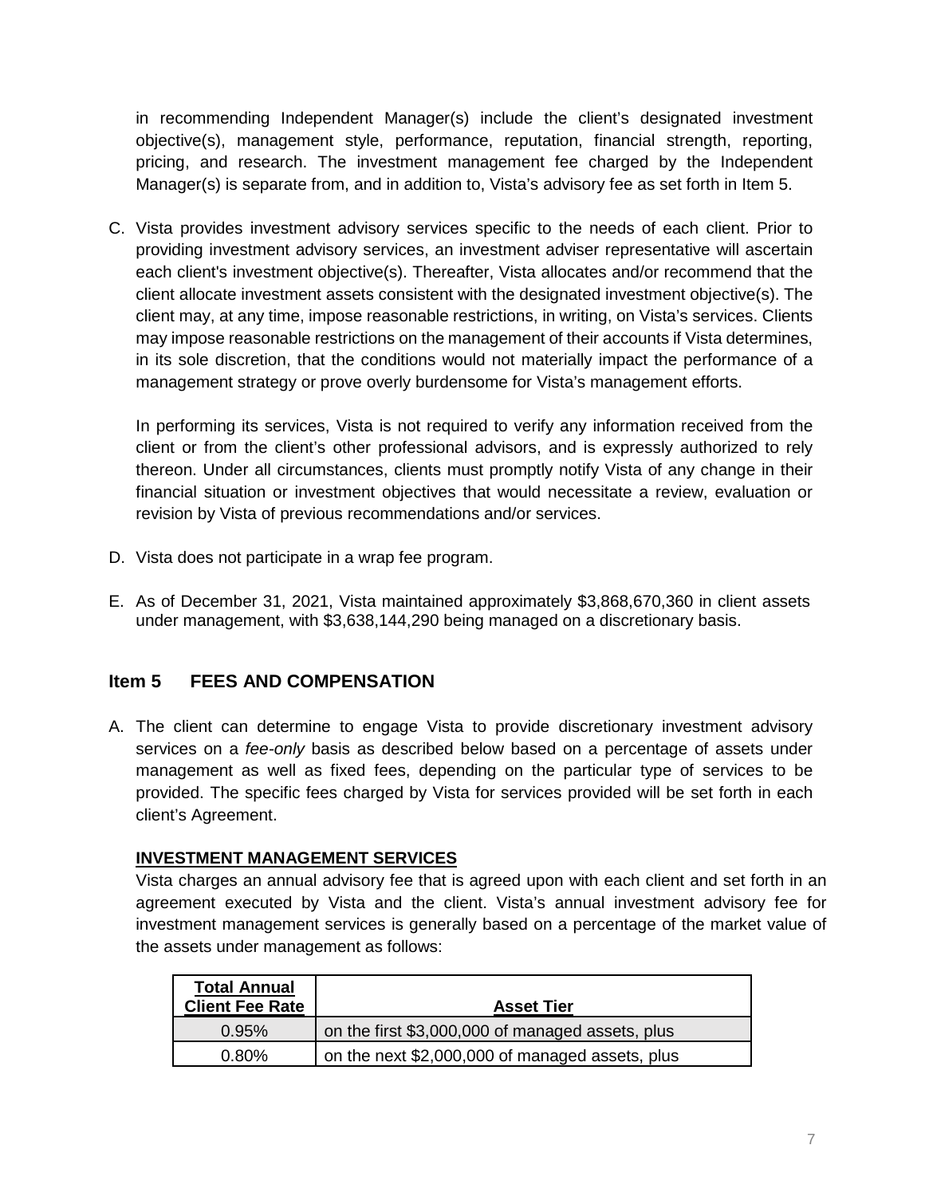in recommending Independent Manager(s) include the client's designated investment objective(s), management style, performance, reputation, financial strength, reporting, pricing, and research. The investment management fee charged by the Independent Manager(s) is separate from, and in addition to, Vista's advisory fee as set forth in Item 5.

C. Vista provides investment advisory services specific to the needs of each client. Prior to providing investment advisory services, an investment adviser representative will ascertain each client's investment objective(s). Thereafter, Vista allocates and/or recommend that the client allocate investment assets consistent with the designated investment objective(s). The client may, at any time, impose reasonable restrictions, in writing, on Vista's services. Clients may impose reasonable restrictions on the management of their accounts if Vista determines, in its sole discretion, that the conditions would not materially impact the performance of a management strategy or prove overly burdensome for Vista's management efforts.

   In performing its services, Vista is not required to verify any information received from the client or from the client's other professional advisors, and is expressly authorized to rely thereon. Under all circumstances, clients must promptly notify Vista of any change in their financial situation or investment objectives that would necessitate a review, evaluation or revision by Vista of previous recommendations and/or services.

D. Vista does not participate in a wrap fee program.

E. As of December 31, 2021, Vista maintained approximately $3,868,670,360 in client assets under management, with $3,638,144,290 being managed on a discretionary basis.

## Item 5 FEES AND COMPENSATION

A. The client can determine to engage Vista to provide discretionary investment advisory services on a *fee-only* basis as described below based on a percentage of assets under management as well as fixed fees, depending on the particular type of services to be provided. The specific fees charged by Vista for services provided will be set forth in each client's Agreement.

   **INVESTMENT MANAGEMENT SERVICES**

   Vista charges an annual advisory fee that is agreed upon with each client and set forth in an agreement executed by Vista and the client. Vista's annual investment advisory fee for investment management services is generally based on a percentage of the market value of the assets under management as follows:

| Total Annual Client Fee Rate | Asset Tier |
|---|---|
| 0.95% | on the first $3,000,000 of managed assets, plus |
| 0.80% | on the next $2,000,000 of managed assets, plus |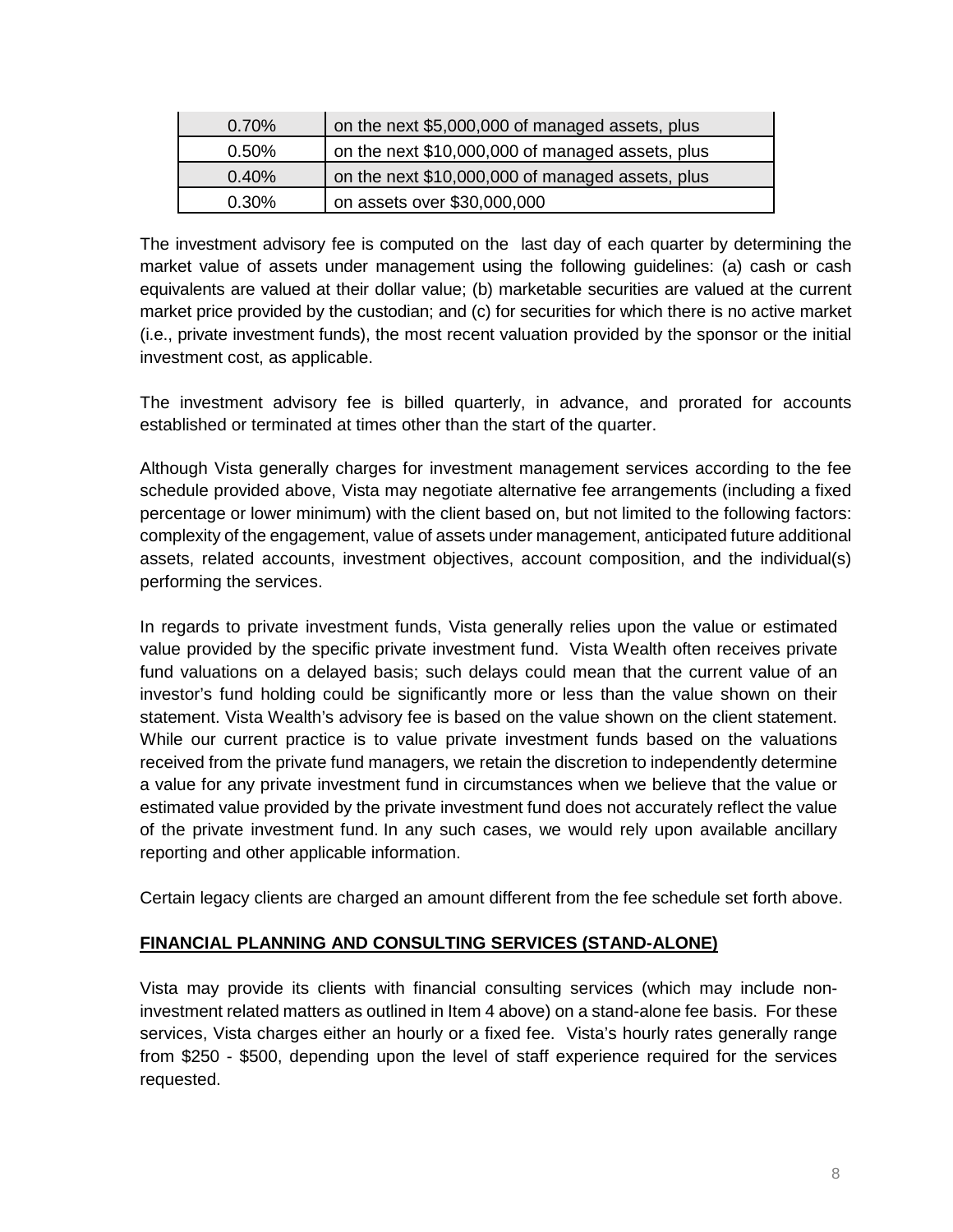| 0.70% | on the next $5,000,000 of managed assets, plus |
|---|---|
| 0.50% | on the next $10,000,000 of managed assets, plus |
| 0.40% | on the next $10,000,000 of managed assets, plus |
| 0.30% | on assets over $30,000,000 |

The investment advisory fee is computed on the last day of each quarter by determining the market value of assets under management using the following guidelines: (a) cash or cash equivalents are valued at their dollar value; (b) marketable securities are valued at the current market price provided by the custodian; and (c) for securities for which there is no active market (i.e., private investment funds), the most recent valuation provided by the sponsor or the initial investment cost, as applicable.

The investment advisory fee is billed quarterly, in advance, and prorated for accounts established or terminated at times other than the start of the quarter.

Although Vista generally charges for investment management services according to the fee schedule provided above, Vista may negotiate alternative fee arrangements (including a fixed percentage or lower minimum) with the client based on, but not limited to the following factors: complexity of the engagement, value of assets under management, anticipated future additional assets, related accounts, investment objectives, account composition, and the individual(s) performing the services.

In regards to private investment funds, Vista generally relies upon the value or estimated value provided by the specific private investment fund. Vista Wealth often receives private fund valuations on a delayed basis; such delays could mean that the current value of an investor's fund holding could be significantly more or less than the value shown on their statement. Vista Wealth's advisory fee is based on the value shown on the client statement. While our current practice is to value private investment funds based on the valuations received from the private fund managers, we retain the discretion to independently determine a value for any private investment fund in circumstances when we believe that the value or estimated value provided by the private investment fund does not accurately reflect the value of the private investment fund. In any such cases, we would rely upon available ancillary reporting and other applicable information.

Certain legacy clients are charged an amount different from the fee schedule set forth above.

**FINANCIAL PLANNING AND CONSULTING SERVICES (STAND-ALONE)**

Vista may provide its clients with financial consulting services (which may include non-investment related matters as outlined in Item 4 above) on a stand-alone fee basis. For these services, Vista charges either an hourly or a fixed fee. Vista's hourly rates generally range from $250 - $500, depending upon the level of staff experience required for the services requested.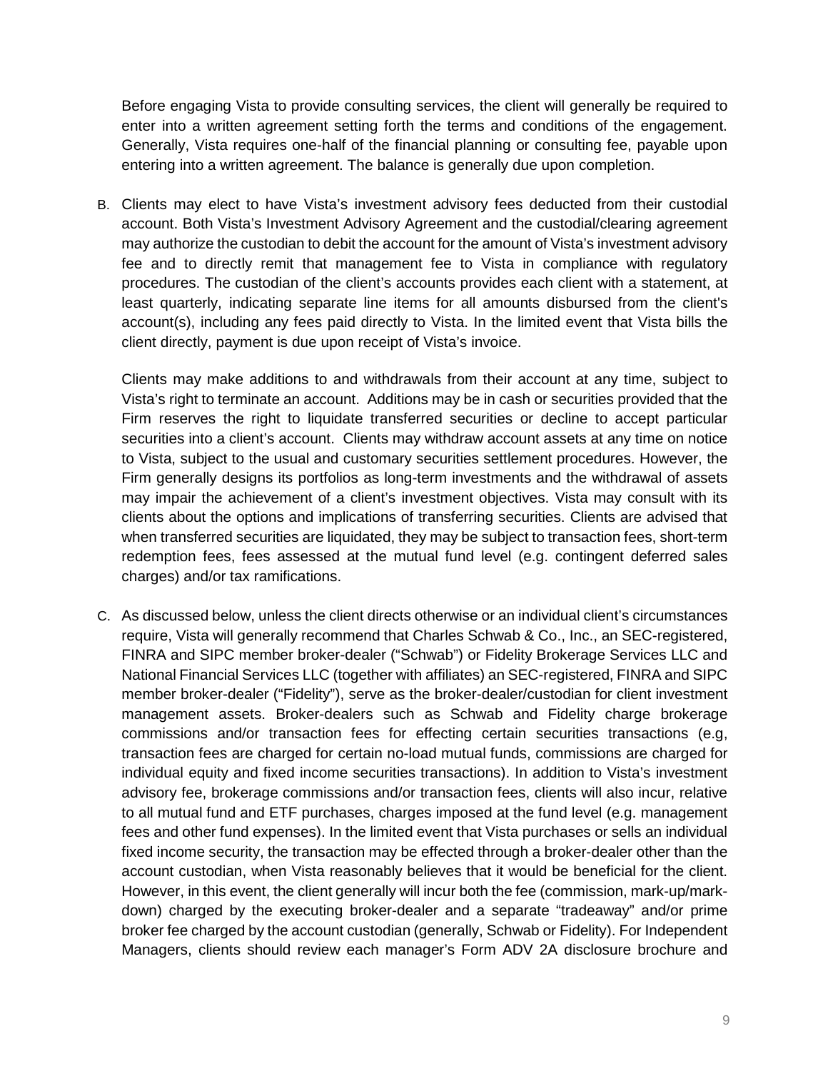Before engaging Vista to provide consulting services, the client will generally be required to enter into a written agreement setting forth the terms and conditions of the engagement. Generally, Vista requires one-half of the financial planning or consulting fee, payable upon entering into a written agreement. The balance is generally due upon completion.

B. Clients may elect to have Vista's investment advisory fees deducted from their custodial account. Both Vista's Investment Advisory Agreement and the custodial/clearing agreement may authorize the custodian to debit the account for the amount of Vista's investment advisory fee and to directly remit that management fee to Vista in compliance with regulatory procedures. The custodian of the client's accounts provides each client with a statement, at least quarterly, indicating separate line items for all amounts disbursed from the client's account(s), including any fees paid directly to Vista. In the limited event that Vista bills the client directly, payment is due upon receipt of Vista's invoice.

   Clients may make additions to and withdrawals from their account at any time, subject to Vista's right to terminate an account. Additions may be in cash or securities provided that the Firm reserves the right to liquidate transferred securities or decline to accept particular securities into a client's account. Clients may withdraw account assets at any time on notice to Vista, subject to the usual and customary securities settlement procedures. However, the Firm generally designs its portfolios as long-term investments and the withdrawal of assets may impair the achievement of a client's investment objectives. Vista may consult with its clients about the options and implications of transferring securities. Clients are advised that when transferred securities are liquidated, they may be subject to transaction fees, short-term redemption fees, fees assessed at the mutual fund level (e.g. contingent deferred sales charges) and/or tax ramifications.

C. As discussed below, unless the client directs otherwise or an individual client's circumstances require, Vista will generally recommend that Charles Schwab & Co., Inc., an SEC-registered, FINRA and SIPC member broker-dealer ("Schwab") or Fidelity Brokerage Services LLC and National Financial Services LLC (together with affiliates) an SEC-registered, FINRA and SIPC member broker-dealer ("Fidelity"), serve as the broker-dealer/custodian for client investment management assets. Broker-dealers such as Schwab and Fidelity charge brokerage commissions and/or transaction fees for effecting certain securities transactions (e.g, transaction fees are charged for certain no-load mutual funds, commissions are charged for individual equity and fixed income securities transactions). In addition to Vista's investment advisory fee, brokerage commissions and/or transaction fees, clients will also incur, relative to all mutual fund and ETF purchases, charges imposed at the fund level (e.g. management fees and other fund expenses). In the limited event that Vista purchases or sells an individual fixed income security, the transaction may be effected through a broker-dealer other than the account custodian, when Vista reasonably believes that it would be beneficial for the client. However, in this event, the client generally will incur both the fee (commission, mark-up/mark-down) charged by the executing broker-dealer and a separate "tradeaway" and/or prime broker fee charged by the account custodian (generally, Schwab or Fidelity). For Independent Managers, clients should review each manager's Form ADV 2A disclosure brochure and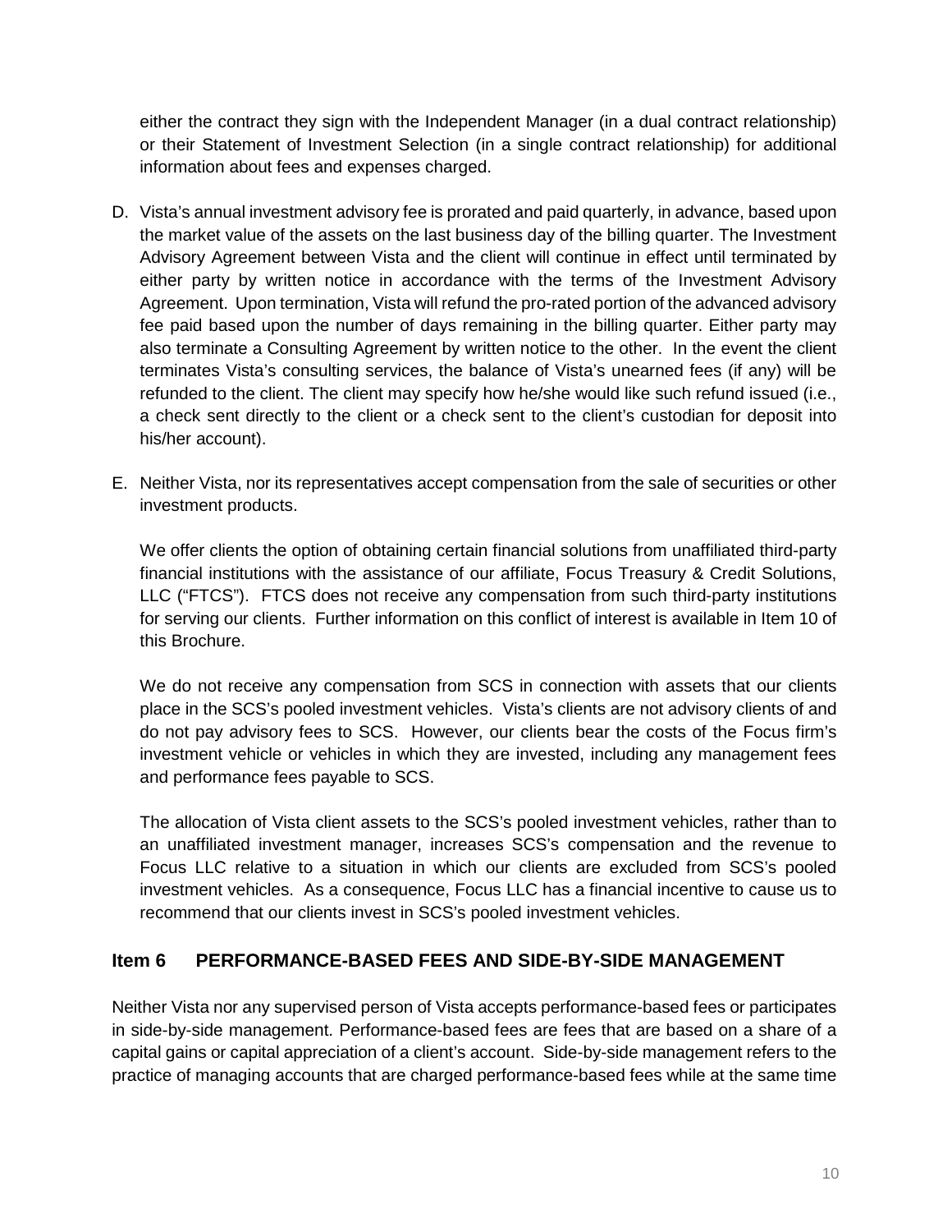either the contract they sign with the Independent Manager (in a dual contract relationship) or their Statement of Investment Selection (in a single contract relationship) for additional information about fees and expenses charged.

D. Vista's annual investment advisory fee is prorated and paid quarterly, in advance, based upon the market value of the assets on the last business day of the billing quarter. The Investment Advisory Agreement between Vista and the client will continue in effect until terminated by either party by written notice in accordance with the terms of the Investment Advisory Agreement. Upon termination, Vista will refund the pro-rated portion of the advanced advisory fee paid based upon the number of days remaining in the billing quarter. Either party may also terminate a Consulting Agreement by written notice to the other. In the event the client terminates Vista's consulting services, the balance of Vista's unearned fees (if any) will be refunded to the client. The client may specify how he/she would like such refund issued (i.e., a check sent directly to the client or a check sent to the client's custodian for deposit into his/her account).

E. Neither Vista, nor its representatives accept compensation from the sale of securities or other investment products.

   We offer clients the option of obtaining certain financial solutions from unaffiliated third-party financial institutions with the assistance of our affiliate, Focus Treasury & Credit Solutions, LLC ("FTCS"). FTCS does not receive any compensation from such third-party institutions for serving our clients. Further information on this conflict of interest is available in Item 10 of this Brochure.

   We do not receive any compensation from SCS in connection with assets that our clients place in the SCS's pooled investment vehicles. Vista's clients are not advisory clients of and do not pay advisory fees to SCS. However, our clients bear the costs of the Focus firm's investment vehicle or vehicles in which they are invested, including any management fees and performance fees payable to SCS.

   The allocation of Vista client assets to the SCS's pooled investment vehicles, rather than to an unaffiliated investment manager, increases SCS's compensation and the revenue to Focus LLC relative to a situation in which our clients are excluded from SCS's pooled investment vehicles. As a consequence, Focus LLC has a financial incentive to cause us to recommend that our clients invest in SCS's pooled investment vehicles.

## Item 6 PERFORMANCE-BASED FEES AND SIDE-BY-SIDE MANAGEMENT

Neither Vista nor any supervised person of Vista accepts performance-based fees or participates in side-by-side management. Performance-based fees are fees that are based on a share of a capital gains or capital appreciation of a client's account. Side-by-side management refers to the practice of managing accounts that are charged performance-based fees while at the same time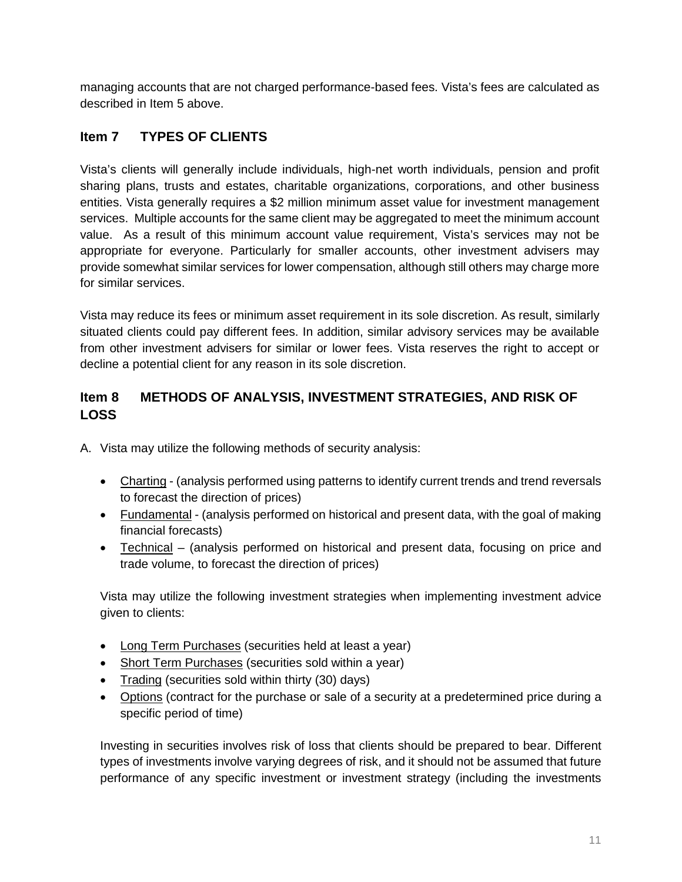managing accounts that are not charged performance-based fees. Vista's fees are calculated as described in Item 5 above.

## Item 7 TYPES OF CLIENTS

Vista's clients will generally include individuals, high-net worth individuals, pension and profit sharing plans, trusts and estates, charitable organizations, corporations, and other business entities. Vista generally requires a $2 million minimum asset value for investment management services. Multiple accounts for the same client may be aggregated to meet the minimum account value. As a result of this minimum account value requirement, Vista's services may not be appropriate for everyone. Particularly for smaller accounts, other investment advisers may provide somewhat similar services for lower compensation, although still others may charge more for similar services.

Vista may reduce its fees or minimum asset requirement in its sole discretion. As result, similarly situated clients could pay different fees. In addition, similar advisory services may be available from other investment advisers for similar or lower fees. Vista reserves the right to accept or decline a potential client for any reason in its sole discretion.

## Item 8 METHODS OF ANALYSIS, INVESTMENT STRATEGIES, AND RISK OF LOSS

A. Vista may utilize the following methods of security analysis:

- Charting - (analysis performed using patterns to identify current trends and trend reversals to forecast the direction of prices)
- Fundamental - (analysis performed on historical and present data, with the goal of making financial forecasts)
- Technical – (analysis performed on historical and present data, focusing on price and trade volume, to forecast the direction of prices)

Vista may utilize the following investment strategies when implementing investment advice given to clients:

- Long Term Purchases (securities held at least a year)
- Short Term Purchases (securities sold within a year)
- Trading (securities sold within thirty (30) days)
- Options (contract for the purchase or sale of a security at a predetermined price during a specific period of time)

Investing in securities involves risk of loss that clients should be prepared to bear. Different types of investments involve varying degrees of risk, and it should not be assumed that future performance of any specific investment or investment strategy (including the investments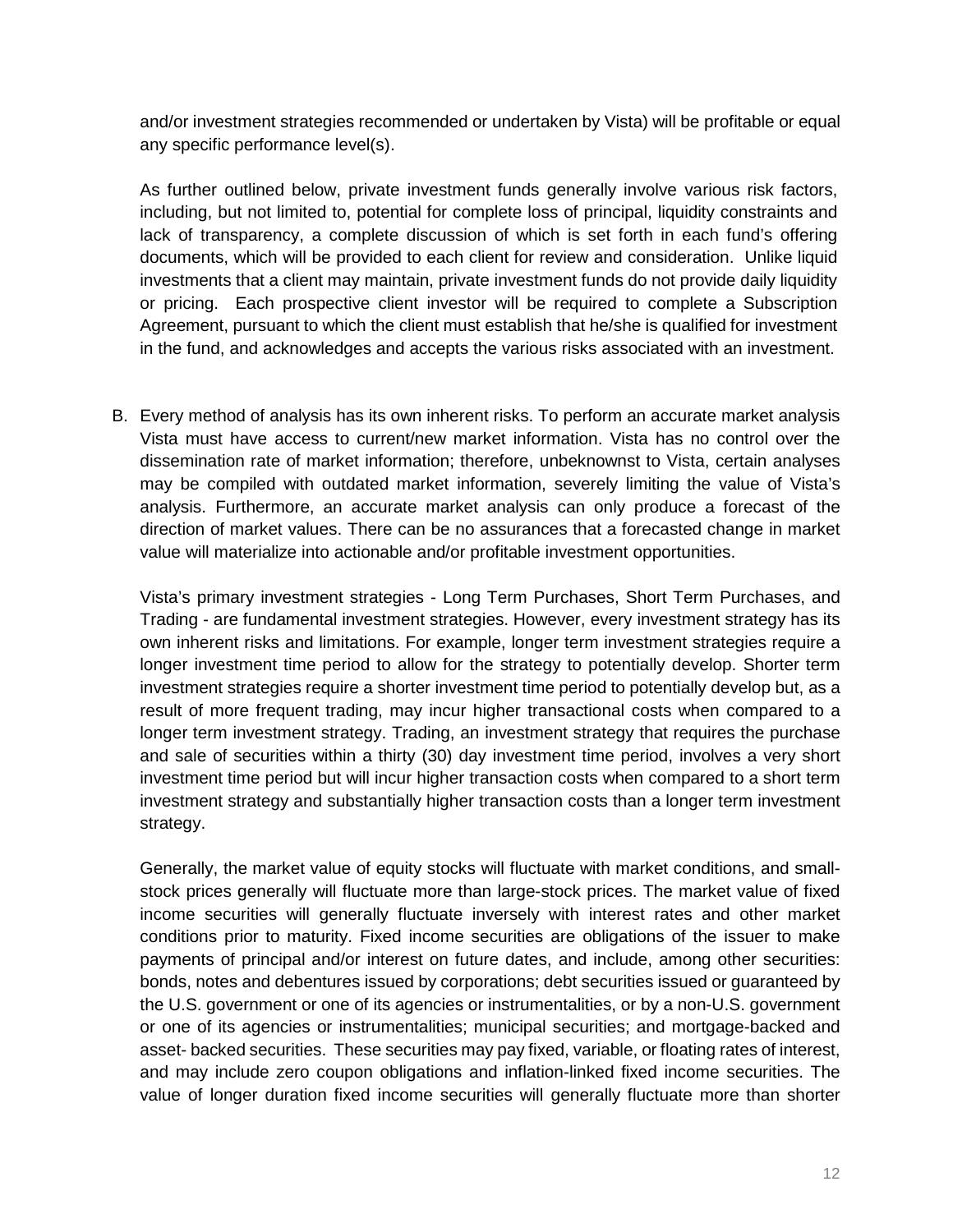and/or investment strategies recommended or undertaken by Vista) will be profitable or equal any specific performance level(s).

As further outlined below, private investment funds generally involve various risk factors, including, but not limited to, potential for complete loss of principal, liquidity constraints and lack of transparency, a complete discussion of which is set forth in each fund's offering documents, which will be provided to each client for review and consideration. Unlike liquid investments that a client may maintain, private investment funds do not provide daily liquidity or pricing. Each prospective client investor will be required to complete a Subscription Agreement, pursuant to which the client must establish that he/she is qualified for investment in the fund, and acknowledges and accepts the various risks associated with an investment.

B. Every method of analysis has its own inherent risks. To perform an accurate market analysis Vista must have access to current/new market information. Vista has no control over the dissemination rate of market information; therefore, unbeknownst to Vista, certain analyses may be compiled with outdated market information, severely limiting the value of Vista's analysis. Furthermore, an accurate market analysis can only produce a forecast of the direction of market values. There can be no assurances that a forecasted change in market value will materialize into actionable and/or profitable investment opportunities.

   Vista's primary investment strategies - Long Term Purchases, Short Term Purchases, and Trading - are fundamental investment strategies. However, every investment strategy has its own inherent risks and limitations. For example, longer term investment strategies require a longer investment time period to allow for the strategy to potentially develop. Shorter term investment strategies require a shorter investment time period to potentially develop but, as a result of more frequent trading, may incur higher transactional costs when compared to a longer term investment strategy. Trading, an investment strategy that requires the purchase and sale of securities within a thirty (30) day investment time period, involves a very short investment time period but will incur higher transaction costs when compared to a short term investment strategy and substantially higher transaction costs than a longer term investment strategy.

   Generally, the market value of equity stocks will fluctuate with market conditions, and small-stock prices generally will fluctuate more than large-stock prices. The market value of fixed income securities will generally fluctuate inversely with interest rates and other market conditions prior to maturity. Fixed income securities are obligations of the issuer to make payments of principal and/or interest on future dates, and include, among other securities: bonds, notes and debentures issued by corporations; debt securities issued or guaranteed by the U.S. government or one of its agencies or instrumentalities, or by a non-U.S. government or one of its agencies or instrumentalities; municipal securities; and mortgage-backed and asset- backed securities. These securities may pay fixed, variable, or floating rates of interest, and may include zero coupon obligations and inflation-linked fixed income securities. The value of longer duration fixed income securities will generally fluctuate more than shorter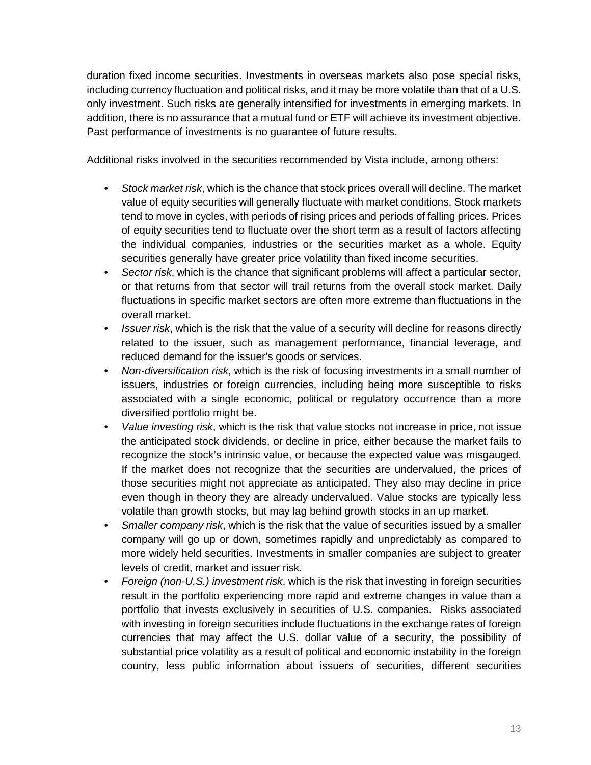duration fixed income securities. Investments in overseas markets also pose special risks, including currency fluctuation and political risks, and it may be more volatile than that of a U.S. only investment. Such risks are generally intensified for investments in emerging markets. In addition, there is no assurance that a mutual fund or ETF will achieve its investment objective. Past performance of investments is no guarantee of future results.

Additional risks involved in the securities recommended by Vista include, among others:

- *Stock market risk*, which is the chance that stock prices overall will decline. The market value of equity securities will generally fluctuate with market conditions. Stock markets tend to move in cycles, with periods of rising prices and periods of falling prices. Prices of equity securities tend to fluctuate over the short term as a result of factors affecting the individual companies, industries or the securities market as a whole. Equity securities generally have greater price volatility than fixed income securities.
- *Sector risk*, which is the chance that significant problems will affect a particular sector, or that returns from that sector will trail returns from the overall stock market. Daily fluctuations in specific market sectors are often more extreme than fluctuations in the overall market.
- *Issuer risk*, which is the risk that the value of a security will decline for reasons directly related to the issuer, such as management performance, financial leverage, and reduced demand for the issuer's goods or services.
- *Non-diversification risk*, which is the risk of focusing investments in a small number of issuers, industries or foreign currencies, including being more susceptible to risks associated with a single economic, political or regulatory occurrence than a more diversified portfolio might be.
- *Value investing risk*, which is the risk that value stocks not increase in price, not issue the anticipated stock dividends, or decline in price, either because the market fails to recognize the stock's intrinsic value, or because the expected value was misgauged. If the market does not recognize that the securities are undervalued, the prices of those securities might not appreciate as anticipated. They also may decline in price even though in theory they are already undervalued. Value stocks are typically less volatile than growth stocks, but may lag behind growth stocks in an up market.
- *Smaller company risk*, which is the risk that the value of securities issued by a smaller company will go up or down, sometimes rapidly and unpredictably as compared to more widely held securities. Investments in smaller companies are subject to greater levels of credit, market and issuer risk.
- *Foreign (non-U.S.) investment risk*, which is the risk that investing in foreign securities result in the portfolio experiencing more rapid and extreme changes in value than a portfolio that invests exclusively in securities of U.S. companies. Risks associated with investing in foreign securities include fluctuations in the exchange rates of foreign currencies that may affect the U.S. dollar value of a security, the possibility of substantial price volatility as a result of political and economic instability in the foreign country, less public information about issuers of securities, different securities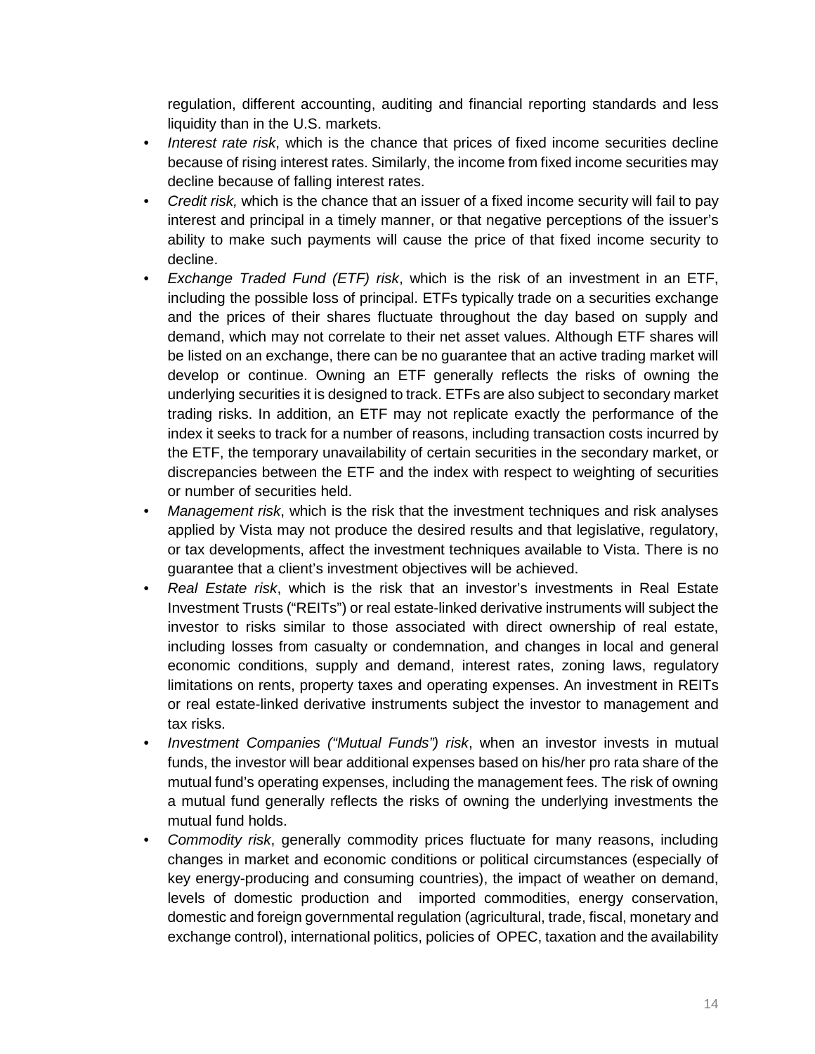regulation, different accounting, auditing and financial reporting standards and less liquidity than in the U.S. markets.

- *Interest rate risk*, which is the chance that prices of fixed income securities decline because of rising interest rates. Similarly, the income from fixed income securities may decline because of falling interest rates.
- *Credit risk,* which is the chance that an issuer of a fixed income security will fail to pay interest and principal in a timely manner, or that negative perceptions of the issuer's ability to make such payments will cause the price of that fixed income security to decline.
- *Exchange Traded Fund (ETF) risk*, which is the risk of an investment in an ETF, including the possible loss of principal. ETFs typically trade on a securities exchange and the prices of their shares fluctuate throughout the day based on supply and demand, which may not correlate to their net asset values. Although ETF shares will be listed on an exchange, there can be no guarantee that an active trading market will develop or continue. Owning an ETF generally reflects the risks of owning the underlying securities it is designed to track. ETFs are also subject to secondary market trading risks. In addition, an ETF may not replicate exactly the performance of the index it seeks to track for a number of reasons, including transaction costs incurred by the ETF, the temporary unavailability of certain securities in the secondary market, or discrepancies between the ETF and the index with respect to weighting of securities or number of securities held.
- *Management risk*, which is the risk that the investment techniques and risk analyses applied by Vista may not produce the desired results and that legislative, regulatory, or tax developments, affect the investment techniques available to Vista. There is no guarantee that a client's investment objectives will be achieved.
- *Real Estate risk*, which is the risk that an investor's investments in Real Estate Investment Trusts ("REITs") or real estate-linked derivative instruments will subject the investor to risks similar to those associated with direct ownership of real estate, including losses from casualty or condemnation, and changes in local and general economic conditions, supply and demand, interest rates, zoning laws, regulatory limitations on rents, property taxes and operating expenses. An investment in REITs or real estate-linked derivative instruments subject the investor to management and tax risks.
- *Investment Companies ("Mutual Funds") risk*, when an investor invests in mutual funds, the investor will bear additional expenses based on his/her pro rata share of the mutual fund's operating expenses, including the management fees. The risk of owning a mutual fund generally reflects the risks of owning the underlying investments the mutual fund holds.
- *Commodity risk*, generally commodity prices fluctuate for many reasons, including changes in market and economic conditions or political circumstances (especially of key energy-producing and consuming countries), the impact of weather on demand, levels of domestic production and imported commodities, energy conservation, domestic and foreign governmental regulation (agricultural, trade, fiscal, monetary and exchange control), international politics, policies of OPEC, taxation and the availability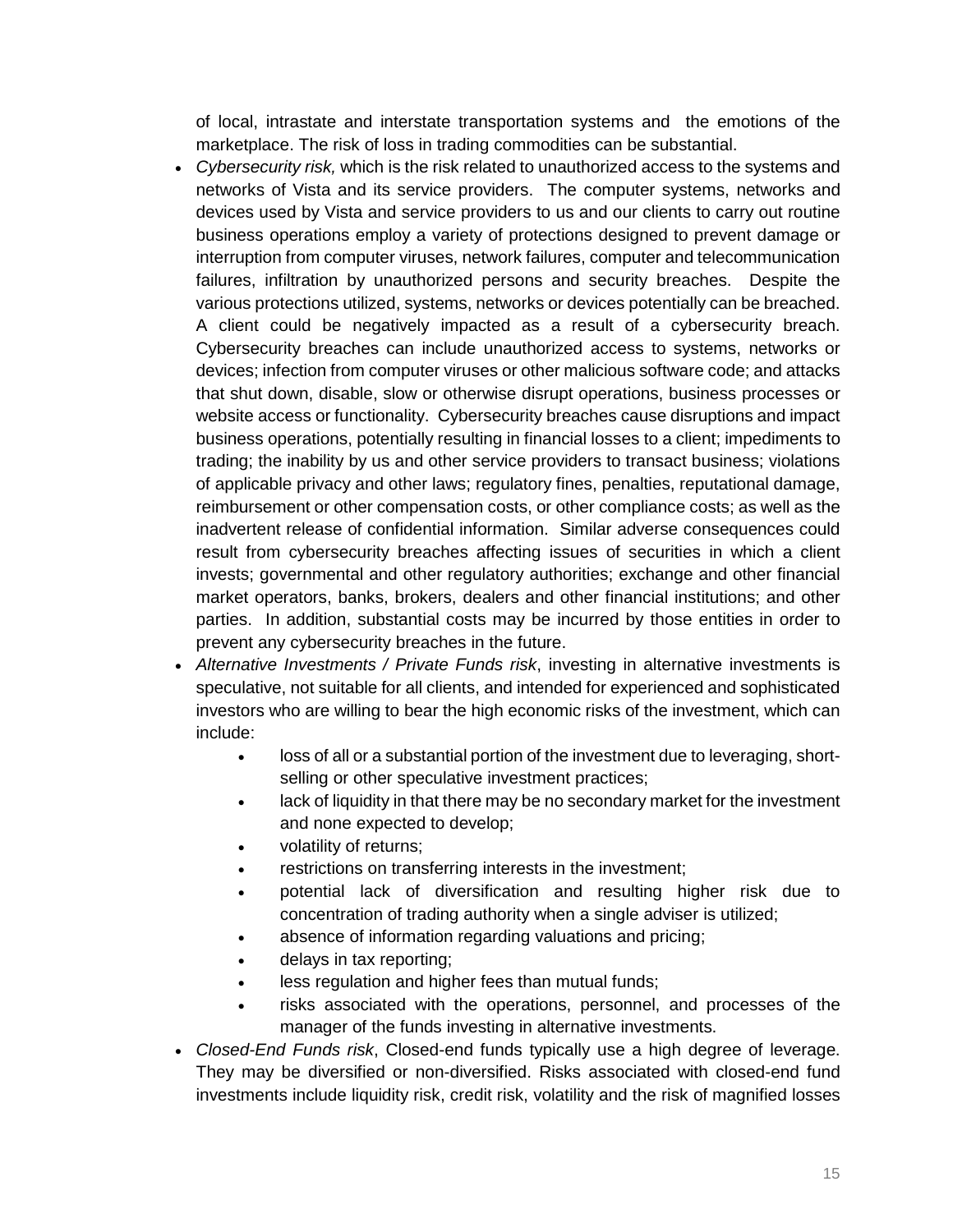of local, intrastate and interstate transportation systems and the emotions of the marketplace. The risk of loss in trading commodities can be substantial.

- *Cybersecurity risk,* which is the risk related to unauthorized access to the systems and networks of Vista and its service providers. The computer systems, networks and devices used by Vista and service providers to us and our clients to carry out routine business operations employ a variety of protections designed to prevent damage or interruption from computer viruses, network failures, computer and telecommunication failures, infiltration by unauthorized persons and security breaches. Despite the various protections utilized, systems, networks or devices potentially can be breached. A client could be negatively impacted as a result of a cybersecurity breach. Cybersecurity breaches can include unauthorized access to systems, networks or devices; infection from computer viruses or other malicious software code; and attacks that shut down, disable, slow or otherwise disrupt operations, business processes or website access or functionality. Cybersecurity breaches cause disruptions and impact business operations, potentially resulting in financial losses to a client; impediments to trading; the inability by us and other service providers to transact business; violations of applicable privacy and other laws; regulatory fines, penalties, reputational damage, reimbursement or other compensation costs, or other compliance costs; as well as the inadvertent release of confidential information. Similar adverse consequences could result from cybersecurity breaches affecting issues of securities in which a client invests; governmental and other regulatory authorities; exchange and other financial market operators, banks, brokers, dealers and other financial institutions; and other parties. In addition, substantial costs may be incurred by those entities in order to prevent any cybersecurity breaches in the future.
- *Alternative Investments / Private Funds risk*, investing in alternative investments is speculative, not suitable for all clients, and intended for experienced and sophisticated investors who are willing to bear the high economic risks of the investment, which can include:
    - loss of all or a substantial portion of the investment due to leveraging, short-selling or other speculative investment practices;
    - lack of liquidity in that there may be no secondary market for the investment and none expected to develop;
    - volatility of returns;
    - restrictions on transferring interests in the investment;
    - potential lack of diversification and resulting higher risk due to concentration of trading authority when a single adviser is utilized;
    - absence of information regarding valuations and pricing;
    - delays in tax reporting;
    - less regulation and higher fees than mutual funds;
    - risks associated with the operations, personnel, and processes of the manager of the funds investing in alternative investments.
- *Closed-End Funds risk*, Closed-end funds typically use a high degree of leverage. They may be diversified or non-diversified. Risks associated with closed-end fund investments include liquidity risk, credit risk, volatility and the risk of magnified losses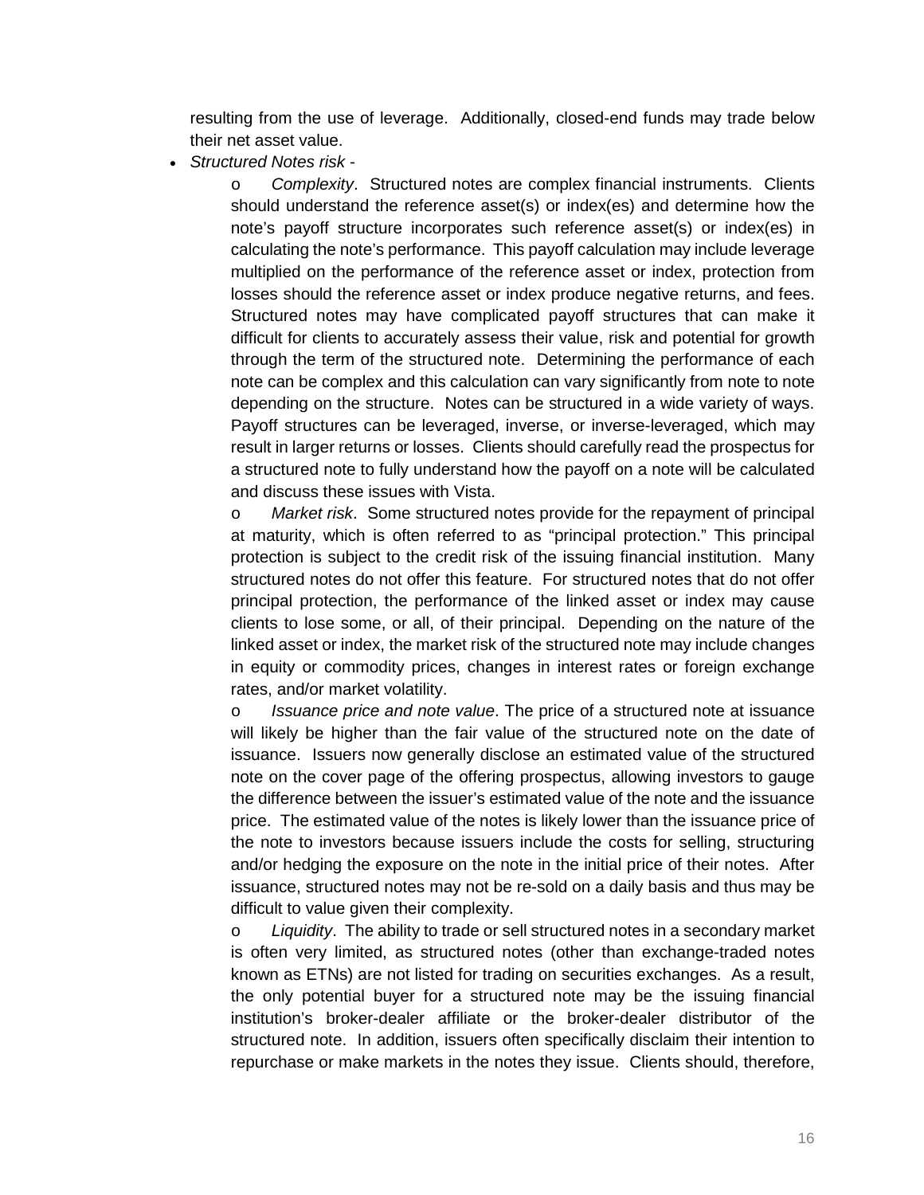resulting from the use of leverage. Additionally, closed-end funds may trade below their net asset value.

- *Structured Notes risk* -
  - *Complexity*. Structured notes are complex financial instruments. Clients should understand the reference asset(s) or index(es) and determine how the note's payoff structure incorporates such reference asset(s) or index(es) in calculating the note's performance. This payoff calculation may include leverage multiplied on the performance of the reference asset or index, protection from losses should the reference asset or index produce negative returns, and fees. Structured notes may have complicated payoff structures that can make it difficult for clients to accurately assess their value, risk and potential for growth through the term of the structured note. Determining the performance of each note can be complex and this calculation can vary significantly from note to note depending on the structure. Notes can be structured in a wide variety of ways. Payoff structures can be leveraged, inverse, or inverse-leveraged, which may result in larger returns or losses. Clients should carefully read the prospectus for a structured note to fully understand how the payoff on a note will be calculated and discuss these issues with Vista.
  - *Market risk*. Some structured notes provide for the repayment of principal at maturity, which is often referred to as "principal protection." This principal protection is subject to the credit risk of the issuing financial institution. Many structured notes do not offer this feature. For structured notes that do not offer principal protection, the performance of the linked asset or index may cause clients to lose some, or all, of their principal. Depending on the nature of the linked asset or index, the market risk of the structured note may include changes in equity or commodity prices, changes in interest rates or foreign exchange rates, and/or market volatility.
  - *Issuance price and note value*. The price of a structured note at issuance will likely be higher than the fair value of the structured note on the date of issuance. Issuers now generally disclose an estimated value of the structured note on the cover page of the offering prospectus, allowing investors to gauge the difference between the issuer's estimated value of the note and the issuance price. The estimated value of the notes is likely lower than the issuance price of the note to investors because issuers include the costs for selling, structuring and/or hedging the exposure on the note in the initial price of their notes. After issuance, structured notes may not be re-sold on a daily basis and thus may be difficult to value given their complexity.
  - *Liquidity*. The ability to trade or sell structured notes in a secondary market is often very limited, as structured notes (other than exchange-traded notes known as ETNs) are not listed for trading on securities exchanges. As a result, the only potential buyer for a structured note may be the issuing financial institution's broker-dealer affiliate or the broker-dealer distributor of the structured note. In addition, issuers often specifically disclaim their intention to repurchase or make markets in the notes they issue. Clients should, therefore,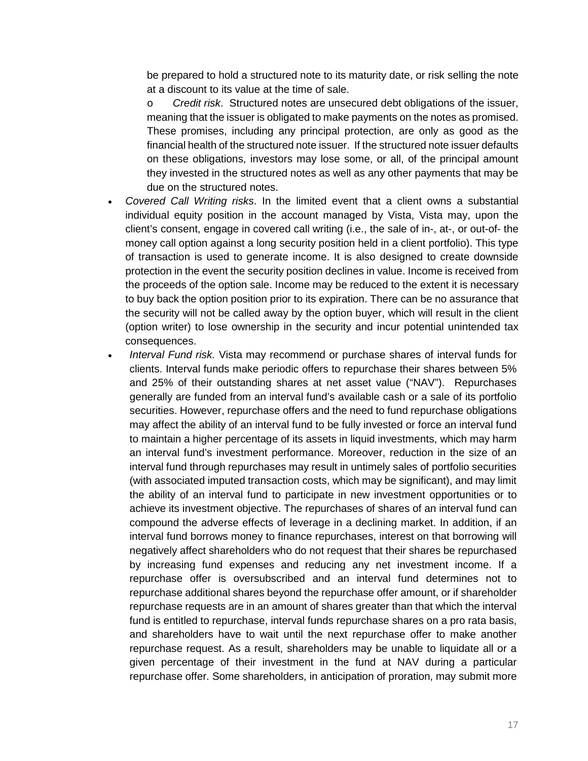be prepared to hold a structured note to its maturity date, or risk selling the note at a discount to its value at the time of sale.

  - *Credit risk*. Structured notes are unsecured debt obligations of the issuer, meaning that the issuer is obligated to make payments on the notes as promised. These promises, including any principal protection, are only as good as the financial health of the structured note issuer. If the structured note issuer defaults on these obligations, investors may lose some, or all, of the principal amount they invested in the structured notes as well as any other payments that may be due on the structured notes.

- *Covered Call Writing risks*. In the limited event that a client owns a substantial individual equity position in the account managed by Vista, Vista may, upon the client's consent, engage in covered call writing (i.e., the sale of in-, at-, or out-of- the money call option against a long security position held in a client portfolio). This type of transaction is used to generate income. It is also designed to create downside protection in the event the security position declines in value. Income is received from the proceeds of the option sale. Income may be reduced to the extent it is necessary to buy back the option position prior to its expiration. There can be no assurance that the security will not be called away by the option buyer, which will result in the client (option writer) to lose ownership in the security and incur potential unintended tax consequences.
- *Interval Fund risk.* Vista may recommend or purchase shares of interval funds for clients. Interval funds make periodic offers to repurchase their shares between 5% and 25% of their outstanding shares at net asset value ("NAV"). Repurchases generally are funded from an interval fund's available cash or a sale of its portfolio securities. However, repurchase offers and the need to fund repurchase obligations may affect the ability of an interval fund to be fully invested or force an interval fund to maintain a higher percentage of its assets in liquid investments, which may harm an interval fund's investment performance. Moreover, reduction in the size of an interval fund through repurchases may result in untimely sales of portfolio securities (with associated imputed transaction costs, which may be significant), and may limit the ability of an interval fund to participate in new investment opportunities or to achieve its investment objective. The repurchases of shares of an interval fund can compound the adverse effects of leverage in a declining market. In addition, if an interval fund borrows money to finance repurchases, interest on that borrowing will negatively affect shareholders who do not request that their shares be repurchased by increasing fund expenses and reducing any net investment income. If a repurchase offer is oversubscribed and an interval fund determines not to repurchase additional shares beyond the repurchase offer amount, or if shareholder repurchase requests are in an amount of shares greater than that which the interval fund is entitled to repurchase, interval funds repurchase shares on a pro rata basis, and shareholders have to wait until the next repurchase offer to make another repurchase request. As a result, shareholders may be unable to liquidate all or a given percentage of their investment in the fund at NAV during a particular repurchase offer. Some shareholders, in anticipation of proration, may submit more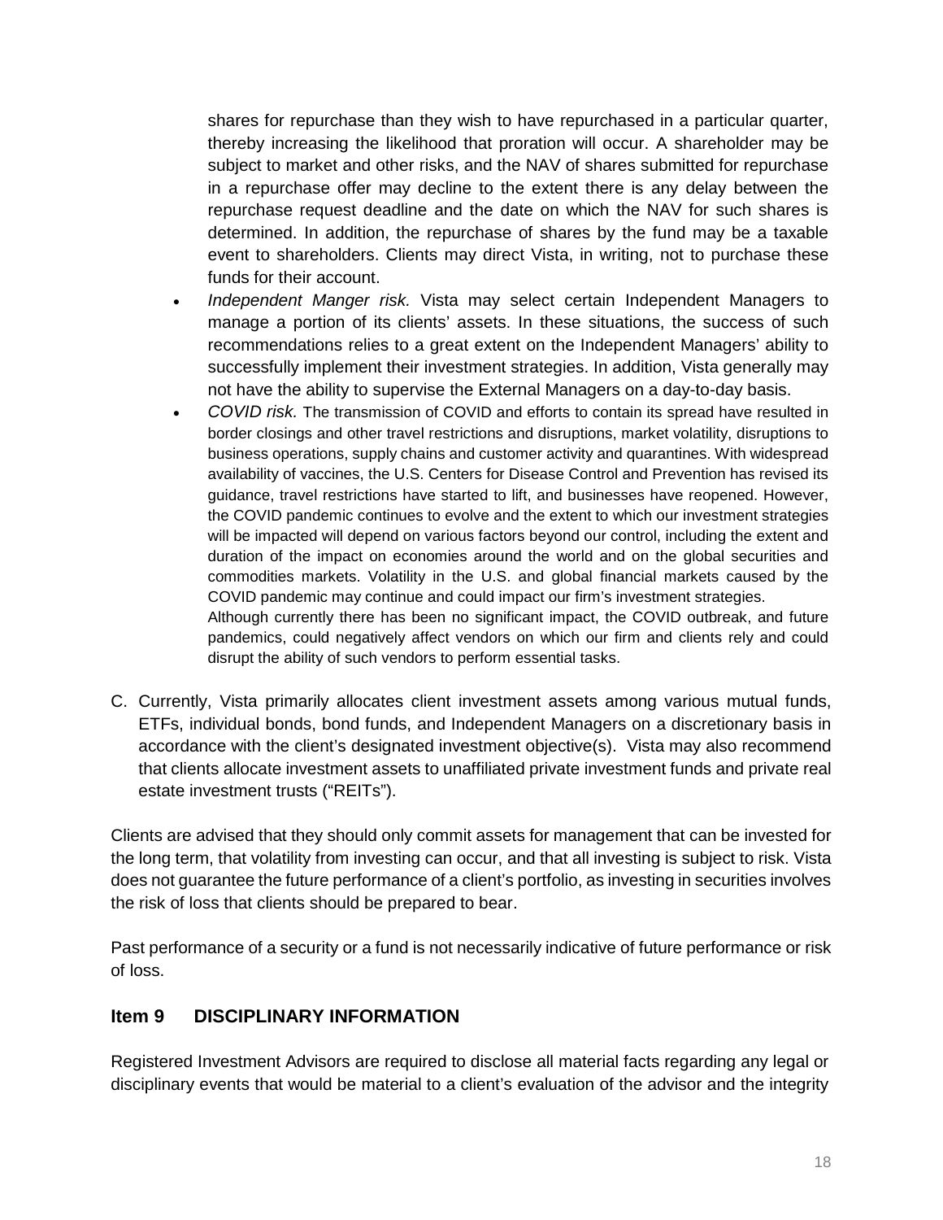shares for repurchase than they wish to have repurchased in a particular quarter, thereby increasing the likelihood that proration will occur. A shareholder may be subject to market and other risks, and the NAV of shares submitted for repurchase in a repurchase offer may decline to the extent there is any delay between the repurchase request deadline and the date on which the NAV for such shares is determined. In addition, the repurchase of shares by the fund may be a taxable event to shareholders. Clients may direct Vista, in writing, not to purchase these funds for their account.

- *Independent Manger risk.* Vista may select certain Independent Managers to manage a portion of its clients' assets. In these situations, the success of such recommendations relies to a great extent on the Independent Managers' ability to successfully implement their investment strategies. In addition, Vista generally may not have the ability to supervise the External Managers on a day-to-day basis.
- *COVID risk.* The transmission of COVID and efforts to contain its spread have resulted in border closings and other travel restrictions and disruptions, market volatility, disruptions to business operations, supply chains and customer activity and quarantines. With widespread availability of vaccines, the U.S. Centers for Disease Control and Prevention has revised its guidance, travel restrictions have started to lift, and businesses have reopened. However, the COVID pandemic continues to evolve and the extent to which our investment strategies will be impacted will depend on various factors beyond our control, including the extent and duration of the impact on economies around the world and on the global securities and commodities markets. Volatility in the U.S. and global financial markets caused by the COVID pandemic may continue and could impact our firm's investment strategies.
  Although currently there has been no significant impact, the COVID outbreak, and future pandemics, could negatively affect vendors on which our firm and clients rely and could disrupt the ability of such vendors to perform essential tasks.

C. Currently, Vista primarily allocates client investment assets among various mutual funds, ETFs, individual bonds, bond funds, and Independent Managers on a discretionary basis in accordance with the client's designated investment objective(s). Vista may also recommend that clients allocate investment assets to unaffiliated private investment funds and private real estate investment trusts ("REITs").

Clients are advised that they should only commit assets for management that can be invested for the long term, that volatility from investing can occur, and that all investing is subject to risk. Vista does not guarantee the future performance of a client's portfolio, as investing in securities involves the risk of loss that clients should be prepared to bear.

Past performance of a security or a fund is not necessarily indicative of future performance or risk of loss.

## Item 9 DISCIPLINARY INFORMATION

Registered Investment Advisors are required to disclose all material facts regarding any legal or disciplinary events that would be material to a client's evaluation of the advisor and the integrity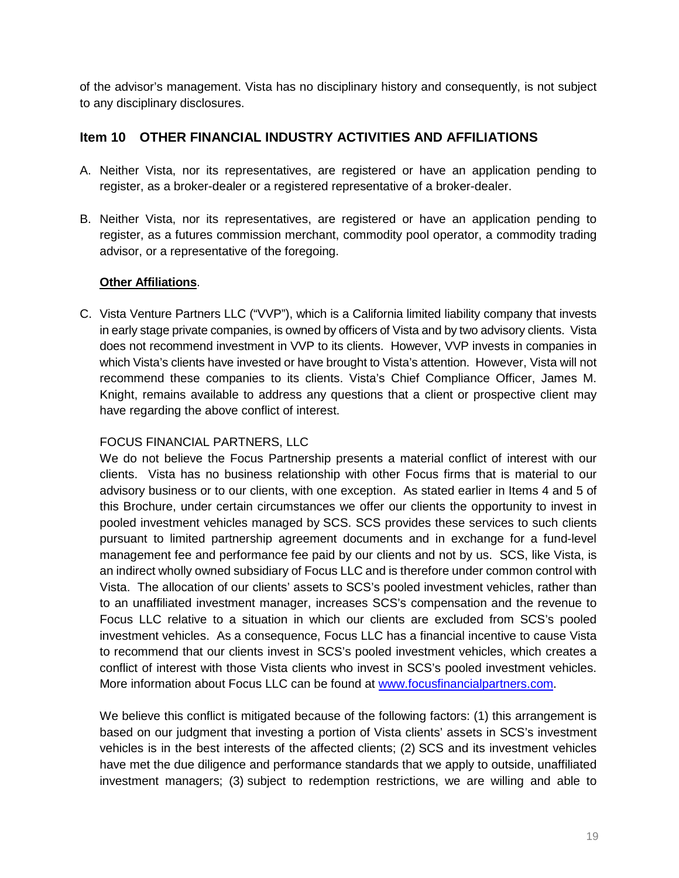of the advisor's management. Vista has no disciplinary history and consequently, is not subject to any disciplinary disclosures.

## Item 10 OTHER FINANCIAL INDUSTRY ACTIVITIES AND AFFILIATIONS

A. Neither Vista, nor its representatives, are registered or have an application pending to register, as a broker-dealer or a registered representative of a broker-dealer.

B. Neither Vista, nor its representatives, are registered or have an application pending to register, as a futures commission merchant, commodity pool operator, a commodity trading advisor, or a representative of the foregoing.

**Other Affiliations**.

C. Vista Venture Partners LLC ("VVP"), which is a California limited liability company that invests in early stage private companies, is owned by officers of Vista and by two advisory clients. Vista does not recommend investment in VVP to its clients. However, VVP invests in companies in which Vista's clients have invested or have brought to Vista's attention. However, Vista will not recommend these companies to its clients. Vista's Chief Compliance Officer, James M. Knight, remains available to address any questions that a client or prospective client may have regarding the above conflict of interest.

FOCUS FINANCIAL PARTNERS, LLC
We do not believe the Focus Partnership presents a material conflict of interest with our clients. Vista has no business relationship with other Focus firms that is material to our advisory business or to our clients, with one exception. As stated earlier in Items 4 and 5 of this Brochure, under certain circumstances we offer our clients the opportunity to invest in pooled investment vehicles managed by SCS. SCS provides these services to such clients pursuant to limited partnership agreement documents and in exchange for a fund-level management fee and performance fee paid by our clients and not by us. SCS, like Vista, is an indirect wholly owned subsidiary of Focus LLC and is therefore under common control with Vista. The allocation of our clients' assets to SCS's pooled investment vehicles, rather than to an unaffiliated investment manager, increases SCS's compensation and the revenue to Focus LLC relative to a situation in which our clients are excluded from SCS's pooled investment vehicles. As a consequence, Focus LLC has a financial incentive to cause Vista to recommend that our clients invest in SCS's pooled investment vehicles, which creates a conflict of interest with those Vista clients who invest in SCS's pooled investment vehicles. More information about Focus LLC can be found at [www.focusfinancialpartners.com](www.focusfinancialpartners.com).

We believe this conflict is mitigated because of the following factors: (1) this arrangement is based on our judgment that investing a portion of Vista clients' assets in SCS's investment vehicles is in the best interests of the affected clients; (2) SCS and its investment vehicles have met the due diligence and performance standards that we apply to outside, unaffiliated investment managers; (3) subject to redemption restrictions, we are willing and able to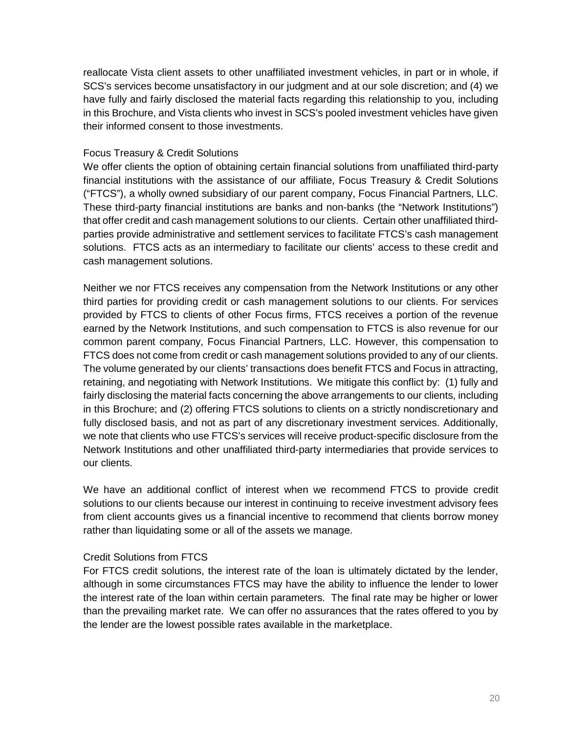reallocate Vista client assets to other unaffiliated investment vehicles, in part or in whole, if SCS's services become unsatisfactory in our judgment and at our sole discretion; and (4) we have fully and fairly disclosed the material facts regarding this relationship to you, including in this Brochure, and Vista clients who invest in SCS's pooled investment vehicles have given their informed consent to those investments.

Focus Treasury & Credit Solutions

We offer clients the option of obtaining certain financial solutions from unaffiliated third-party financial institutions with the assistance of our affiliate, Focus Treasury & Credit Solutions ("FTCS"), a wholly owned subsidiary of our parent company, Focus Financial Partners, LLC. These third-party financial institutions are banks and non-banks (the "Network Institutions") that offer credit and cash management solutions to our clients. Certain other unaffiliated third-parties provide administrative and settlement services to facilitate FTCS's cash management solutions. FTCS acts as an intermediary to facilitate our clients' access to these credit and cash management solutions.

Neither we nor FTCS receives any compensation from the Network Institutions or any other third parties for providing credit or cash management solutions to our clients. For services provided by FTCS to clients of other Focus firms, FTCS receives a portion of the revenue earned by the Network Institutions, and such compensation to FTCS is also revenue for our common parent company, Focus Financial Partners, LLC. However, this compensation to FTCS does not come from credit or cash management solutions provided to any of our clients. The volume generated by our clients' transactions does benefit FTCS and Focus in attracting, retaining, and negotiating with Network Institutions. We mitigate this conflict by: (1) fully and fairly disclosing the material facts concerning the above arrangements to our clients, including in this Brochure; and (2) offering FTCS solutions to clients on a strictly nondiscretionary and fully disclosed basis, and not as part of any discretionary investment services. Additionally, we note that clients who use FTCS's services will receive product-specific disclosure from the Network Institutions and other unaffiliated third-party intermediaries that provide services to our clients.

We have an additional conflict of interest when we recommend FTCS to provide credit solutions to our clients because our interest in continuing to receive investment advisory fees from client accounts gives us a financial incentive to recommend that clients borrow money rather than liquidating some or all of the assets we manage.

Credit Solutions from FTCS

For FTCS credit solutions, the interest rate of the loan is ultimately dictated by the lender, although in some circumstances FTCS may have the ability to influence the lender to lower the interest rate of the loan within certain parameters. The final rate may be higher or lower than the prevailing market rate. We can offer no assurances that the rates offered to you by the lender are the lowest possible rates available in the marketplace.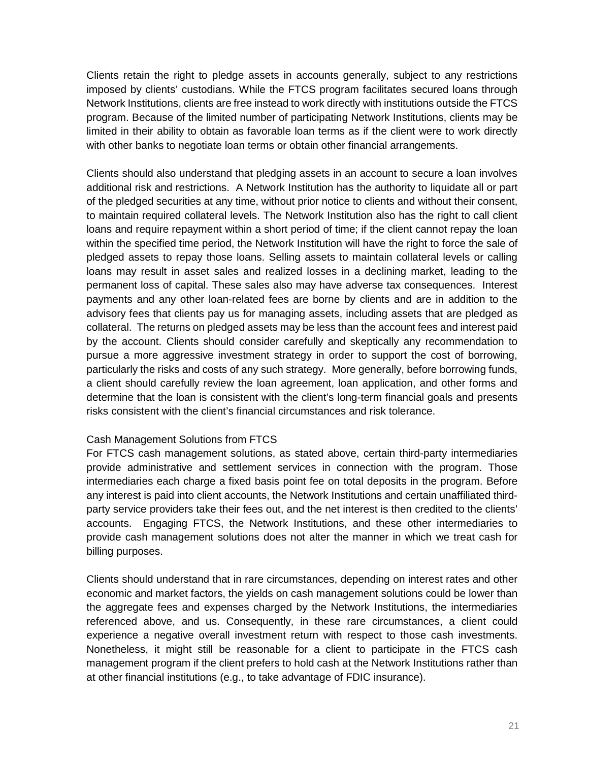Clients retain the right to pledge assets in accounts generally, subject to any restrictions imposed by clients' custodians. While the FTCS program facilitates secured loans through Network Institutions, clients are free instead to work directly with institutions outside the FTCS program. Because of the limited number of participating Network Institutions, clients may be limited in their ability to obtain as favorable loan terms as if the client were to work directly with other banks to negotiate loan terms or obtain other financial arrangements.

Clients should also understand that pledging assets in an account to secure a loan involves additional risk and restrictions. A Network Institution has the authority to liquidate all or part of the pledged securities at any time, without prior notice to clients and without their consent, to maintain required collateral levels. The Network Institution also has the right to call client loans and require repayment within a short period of time; if the client cannot repay the loan within the specified time period, the Network Institution will have the right to force the sale of pledged assets to repay those loans. Selling assets to maintain collateral levels or calling loans may result in asset sales and realized losses in a declining market, leading to the permanent loss of capital. These sales also may have adverse tax consequences. Interest payments and any other loan-related fees are borne by clients and are in addition to the advisory fees that clients pay us for managing assets, including assets that are pledged as collateral. The returns on pledged assets may be less than the account fees and interest paid by the account. Clients should consider carefully and skeptically any recommendation to pursue a more aggressive investment strategy in order to support the cost of borrowing, particularly the risks and costs of any such strategy. More generally, before borrowing funds, a client should carefully review the loan agreement, loan application, and other forms and determine that the loan is consistent with the client's long-term financial goals and presents risks consistent with the client's financial circumstances and risk tolerance.

Cash Management Solutions from FTCS

For FTCS cash management solutions, as stated above, certain third-party intermediaries provide administrative and settlement services in connection with the program. Those intermediaries each charge a fixed basis point fee on total deposits in the program. Before any interest is paid into client accounts, the Network Institutions and certain unaffiliated third-party service providers take their fees out, and the net interest is then credited to the clients' accounts. Engaging FTCS, the Network Institutions, and these other intermediaries to provide cash management solutions does not alter the manner in which we treat cash for billing purposes.

Clients should understand that in rare circumstances, depending on interest rates and other economic and market factors, the yields on cash management solutions could be lower than the aggregate fees and expenses charged by the Network Institutions, the intermediaries referenced above, and us. Consequently, in these rare circumstances, a client could experience a negative overall investment return with respect to those cash investments. Nonetheless, it might still be reasonable for a client to participate in the FTCS cash management program if the client prefers to hold cash at the Network Institutions rather than at other financial institutions (e.g., to take advantage of FDIC insurance).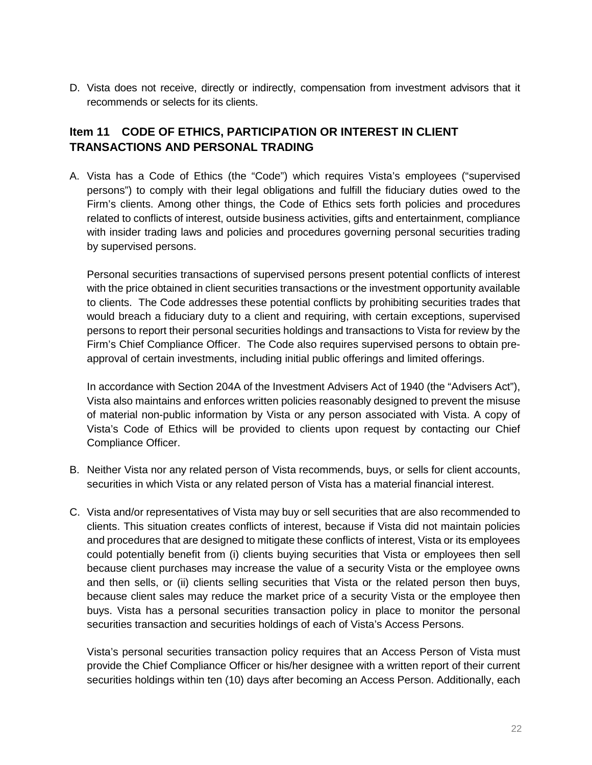D. Vista does not receive, directly or indirectly, compensation from investment advisors that it recommends or selects for its clients.

## Item 11 CODE OF ETHICS, PARTICIPATION OR INTEREST IN CLIENT TRANSACTIONS AND PERSONAL TRADING

A. Vista has a Code of Ethics (the "Code") which requires Vista's employees ("supervised persons") to comply with their legal obligations and fulfill the fiduciary duties owed to the Firm's clients. Among other things, the Code of Ethics sets forth policies and procedures related to conflicts of interest, outside business activities, gifts and entertainment, compliance with insider trading laws and policies and procedures governing personal securities trading by supervised persons.

   Personal securities transactions of supervised persons present potential conflicts of interest with the price obtained in client securities transactions or the investment opportunity available to clients. The Code addresses these potential conflicts by prohibiting securities trades that would breach a fiduciary duty to a client and requiring, with certain exceptions, supervised persons to report their personal securities holdings and transactions to Vista for review by the Firm's Chief Compliance Officer. The Code also requires supervised persons to obtain pre-approval of certain investments, including initial public offerings and limited offerings.

   In accordance with Section 204A of the Investment Advisers Act of 1940 (the "Advisers Act"), Vista also maintains and enforces written policies reasonably designed to prevent the misuse of material non-public information by Vista or any person associated with Vista. A copy of Vista's Code of Ethics will be provided to clients upon request by contacting our Chief Compliance Officer.

B. Neither Vista nor any related person of Vista recommends, buys, or sells for client accounts, securities in which Vista or any related person of Vista has a material financial interest.

C. Vista and/or representatives of Vista may buy or sell securities that are also recommended to clients. This situation creates conflicts of interest, because if Vista did not maintain policies and procedures that are designed to mitigate these conflicts of interest, Vista or its employees could potentially benefit from (i) clients buying securities that Vista or employees then sell because client purchases may increase the value of a security Vista or the employee owns and then sells, or (ii) clients selling securities that Vista or the related person then buys, because client sales may reduce the market price of a security Vista or the employee then buys. Vista has a personal securities transaction policy in place to monitor the personal securities transaction and securities holdings of each of Vista's Access Persons.

   Vista's personal securities transaction policy requires that an Access Person of Vista must provide the Chief Compliance Officer or his/her designee with a written report of their current securities holdings within ten (10) days after becoming an Access Person. Additionally, each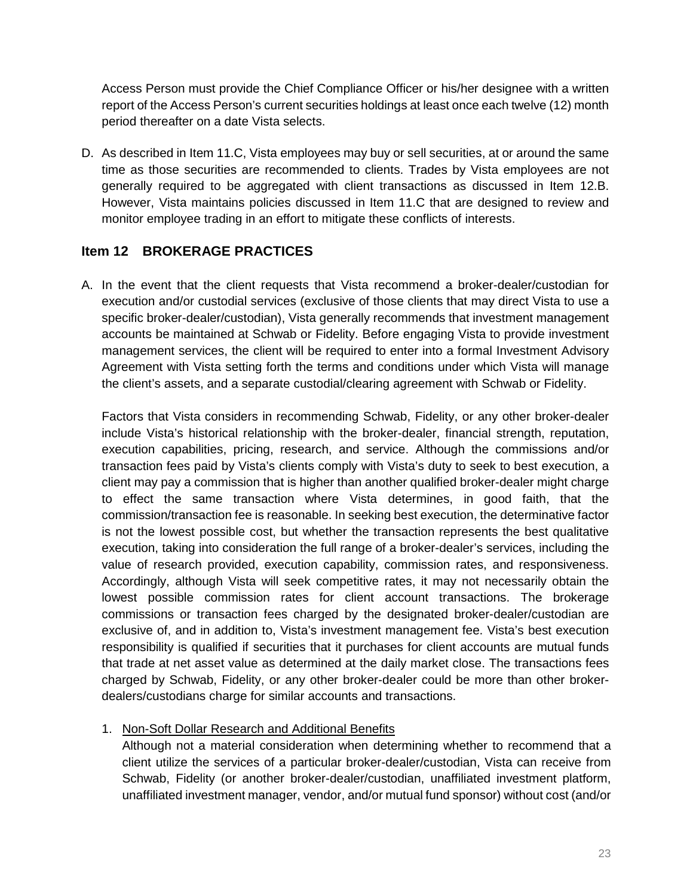Access Person must provide the Chief Compliance Officer or his/her designee with a written report of the Access Person's current securities holdings at least once each twelve (12) month period thereafter on a date Vista selects.

D. As described in Item 11.C, Vista employees may buy or sell securities, at or around the same time as those securities are recommended to clients. Trades by Vista employees are not generally required to be aggregated with client transactions as discussed in Item 12.B. However, Vista maintains policies discussed in Item 11.C that are designed to review and monitor employee trading in an effort to mitigate these conflicts of interests.

## Item 12 BROKERAGE PRACTICES

A. In the event that the client requests that Vista recommend a broker-dealer/custodian for execution and/or custodial services (exclusive of those clients that may direct Vista to use a specific broker-dealer/custodian), Vista generally recommends that investment management accounts be maintained at Schwab or Fidelity. Before engaging Vista to provide investment management services, the client will be required to enter into a formal Investment Advisory Agreement with Vista setting forth the terms and conditions under which Vista will manage the client's assets, and a separate custodial/clearing agreement with Schwab or Fidelity.

Factors that Vista considers in recommending Schwab, Fidelity, or any other broker-dealer include Vista's historical relationship with the broker-dealer, financial strength, reputation, execution capabilities, pricing, research, and service. Although the commissions and/or transaction fees paid by Vista's clients comply with Vista's duty to seek to best execution, a client may pay a commission that is higher than another qualified broker-dealer might charge to effect the same transaction where Vista determines, in good faith, that the commission/transaction fee is reasonable. In seeking best execution, the determinative factor is not the lowest possible cost, but whether the transaction represents the best qualitative execution, taking into consideration the full range of a broker-dealer's services, including the value of research provided, execution capability, commission rates, and responsiveness. Accordingly, although Vista will seek competitive rates, it may not necessarily obtain the lowest possible commission rates for client account transactions. The brokerage commissions or transaction fees charged by the designated broker-dealer/custodian are exclusive of, and in addition to, Vista's investment management fee. Vista's best execution responsibility is qualified if securities that it purchases for client accounts are mutual funds that trade at net asset value as determined at the daily market close. The transactions fees charged by Schwab, Fidelity, or any other broker-dealer could be more than other broker-dealers/custodians charge for similar accounts and transactions.

1. Non-Soft Dollar Research and Additional Benefits

   Although not a material consideration when determining whether to recommend that a client utilize the services of a particular broker-dealer/custodian, Vista can receive from Schwab, Fidelity (or another broker-dealer/custodian, unaffiliated investment platform, unaffiliated investment manager, vendor, and/or mutual fund sponsor) without cost (and/or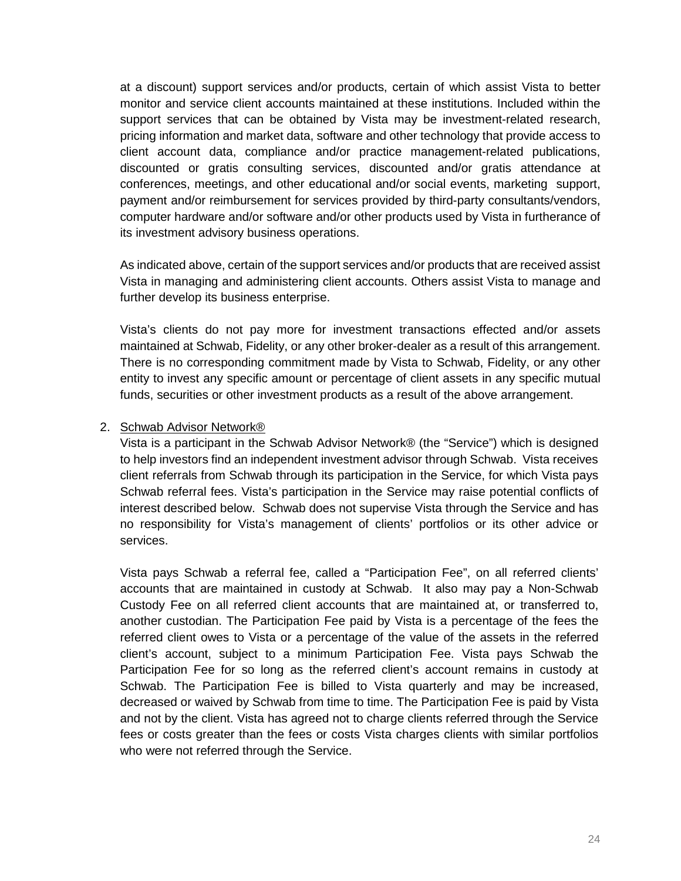at a discount) support services and/or products, certain of which assist Vista to better monitor and service client accounts maintained at these institutions. Included within the support services that can be obtained by Vista may be investment-related research, pricing information and market data, software and other technology that provide access to client account data, compliance and/or practice management-related publications, discounted or gratis consulting services, discounted and/or gratis attendance at conferences, meetings, and other educational and/or social events, marketing support, payment and/or reimbursement for services provided by third-party consultants/vendors, computer hardware and/or software and/or other products used by Vista in furtherance of its investment advisory business operations.

As indicated above, certain of the support services and/or products that are received assist Vista in managing and administering client accounts. Others assist Vista to manage and further develop its business enterprise.

Vista's clients do not pay more for investment transactions effected and/or assets maintained at Schwab, Fidelity, or any other broker-dealer as a result of this arrangement. There is no corresponding commitment made by Vista to Schwab, Fidelity, or any other entity to invest any specific amount or percentage of client assets in any specific mutual funds, securities or other investment products as a result of the above arrangement.

2. Schwab Advisor Network®

Vista is a participant in the Schwab Advisor Network® (the "Service") which is designed to help investors find an independent investment advisor through Schwab. Vista receives client referrals from Schwab through its participation in the Service, for which Vista pays Schwab referral fees. Vista's participation in the Service may raise potential conflicts of interest described below. Schwab does not supervise Vista through the Service and has no responsibility for Vista's management of clients' portfolios or its other advice or services.

Vista pays Schwab a referral fee, called a "Participation Fee", on all referred clients' accounts that are maintained in custody at Schwab. It also may pay a Non-Schwab Custody Fee on all referred client accounts that are maintained at, or transferred to, another custodian. The Participation Fee paid by Vista is a percentage of the fees the referred client owes to Vista or a percentage of the value of the assets in the referred client's account, subject to a minimum Participation Fee. Vista pays Schwab the Participation Fee for so long as the referred client's account remains in custody at Schwab. The Participation Fee is billed to Vista quarterly and may be increased, decreased or waived by Schwab from time to time. The Participation Fee is paid by Vista and not by the client. Vista has agreed not to charge clients referred through the Service fees or costs greater than the fees or costs Vista charges clients with similar portfolios who were not referred through the Service.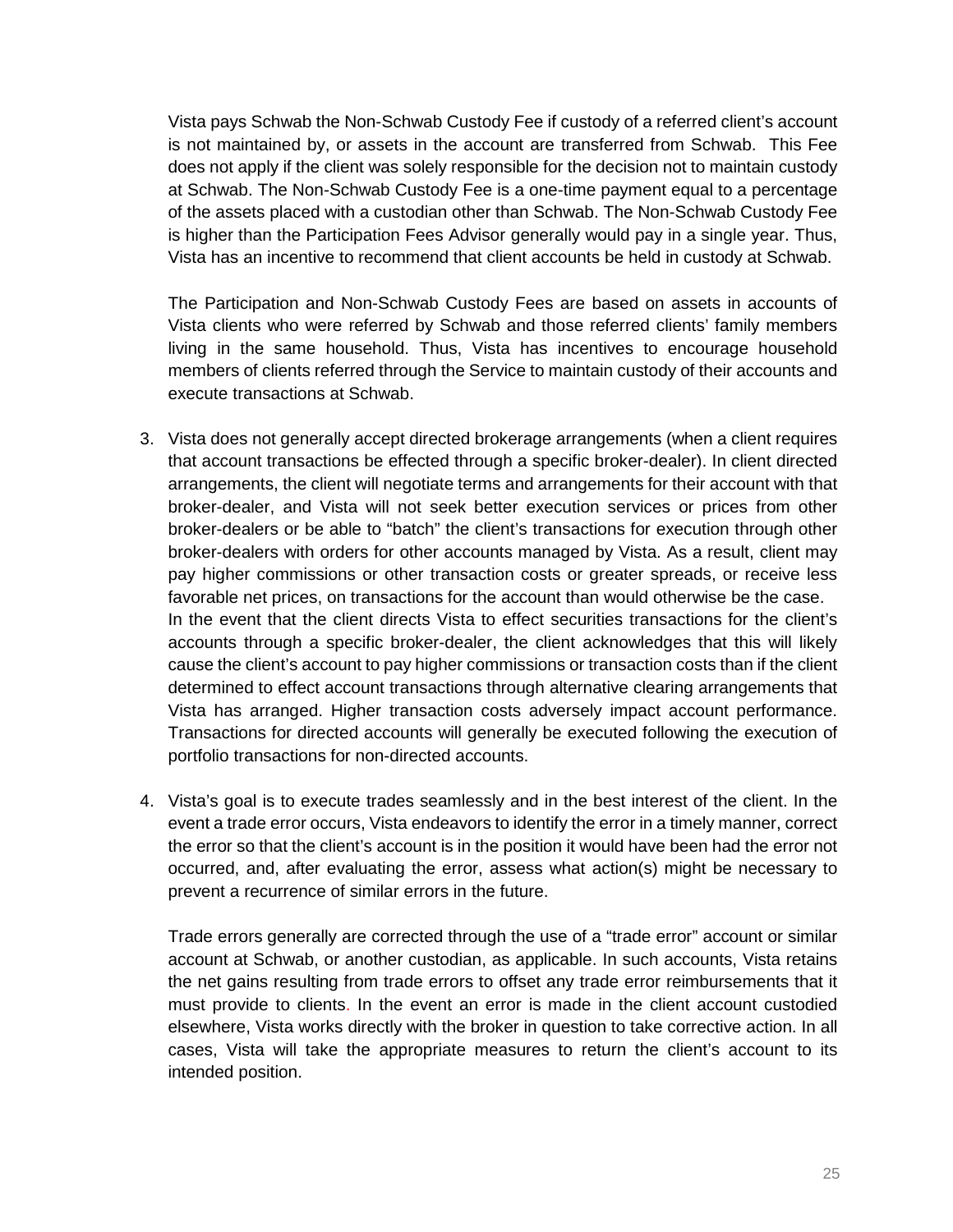Vista pays Schwab the Non-Schwab Custody Fee if custody of a referred client's account is not maintained by, or assets in the account are transferred from Schwab. This Fee does not apply if the client was solely responsible for the decision not to maintain custody at Schwab. The Non-Schwab Custody Fee is a one-time payment equal to a percentage of the assets placed with a custodian other than Schwab. The Non-Schwab Custody Fee is higher than the Participation Fees Advisor generally would pay in a single year. Thus, Vista has an incentive to recommend that client accounts be held in custody at Schwab.

The Participation and Non-Schwab Custody Fees are based on assets in accounts of Vista clients who were referred by Schwab and those referred clients' family members living in the same household. Thus, Vista has incentives to encourage household members of clients referred through the Service to maintain custody of their accounts and execute transactions at Schwab.

3. Vista does not generally accept directed brokerage arrangements (when a client requires that account transactions be effected through a specific broker-dealer). In client directed arrangements, the client will negotiate terms and arrangements for their account with that broker-dealer, and Vista will not seek better execution services or prices from other broker-dealers or be able to "batch" the client's transactions for execution through other broker-dealers with orders for other accounts managed by Vista. As a result, client may pay higher commissions or other transaction costs or greater spreads, or receive less favorable net prices, on transactions for the account than would otherwise be the case.
   In the event that the client directs Vista to effect securities transactions for the client's accounts through a specific broker-dealer, the client acknowledges that this will likely cause the client's account to pay higher commissions or transaction costs than if the client determined to effect account transactions through alternative clearing arrangements that Vista has arranged. Higher transaction costs adversely impact account performance. Transactions for directed accounts will generally be executed following the execution of portfolio transactions for non-directed accounts.

4. Vista's goal is to execute trades seamlessly and in the best interest of the client. In the event a trade error occurs, Vista endeavors to identify the error in a timely manner, correct the error so that the client's account is in the position it would have been had the error not occurred, and, after evaluating the error, assess what action(s) might be necessary to prevent a recurrence of similar errors in the future.

   Trade errors generally are corrected through the use of a "trade error" account or similar account at Schwab, or another custodian, as applicable. In such accounts, Vista retains the net gains resulting from trade errors to offset any trade error reimbursements that it must provide to clients. In the event an error is made in the client account custodied elsewhere, Vista works directly with the broker in question to take corrective action. In all cases, Vista will take the appropriate measures to return the client's account to its intended position.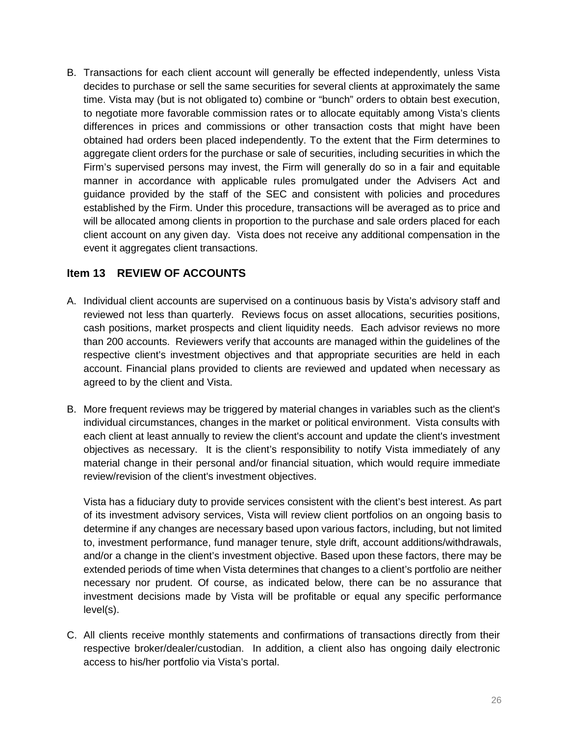B. Transactions for each client account will generally be effected independently, unless Vista decides to purchase or sell the same securities for several clients at approximately the same time. Vista may (but is not obligated to) combine or "bunch" orders to obtain best execution, to negotiate more favorable commission rates or to allocate equitably among Vista's clients differences in prices and commissions or other transaction costs that might have been obtained had orders been placed independently. To the extent that the Firm determines to aggregate client orders for the purchase or sale of securities, including securities in which the Firm's supervised persons may invest, the Firm will generally do so in a fair and equitable manner in accordance with applicable rules promulgated under the Advisers Act and guidance provided by the staff of the SEC and consistent with policies and procedures established by the Firm. Under this procedure, transactions will be averaged as to price and will be allocated among clients in proportion to the purchase and sale orders placed for each client account on any given day. Vista does not receive any additional compensation in the event it aggregates client transactions.

## Item 13 REVIEW OF ACCOUNTS

A. Individual client accounts are supervised on a continuous basis by Vista's advisory staff and reviewed not less than quarterly. Reviews focus on asset allocations, securities positions, cash positions, market prospects and client liquidity needs. Each advisor reviews no more than 200 accounts. Reviewers verify that accounts are managed within the guidelines of the respective client's investment objectives and that appropriate securities are held in each account. Financial plans provided to clients are reviewed and updated when necessary as agreed to by the client and Vista.

B. More frequent reviews may be triggered by material changes in variables such as the client's individual circumstances, changes in the market or political environment. Vista consults with each client at least annually to review the client's account and update the client's investment objectives as necessary. It is the client's responsibility to notify Vista immediately of any material change in their personal and/or financial situation, which would require immediate review/revision of the client's investment objectives.

   Vista has a fiduciary duty to provide services consistent with the client's best interest. As part of its investment advisory services, Vista will review client portfolios on an ongoing basis to determine if any changes are necessary based upon various factors, including, but not limited to, investment performance, fund manager tenure, style drift, account additions/withdrawals, and/or a change in the client's investment objective. Based upon these factors, there may be extended periods of time when Vista determines that changes to a client's portfolio are neither necessary nor prudent. Of course, as indicated below, there can be no assurance that investment decisions made by Vista will be profitable or equal any specific performance level(s).

C. All clients receive monthly statements and confirmations of transactions directly from their respective broker/dealer/custodian. In addition, a client also has ongoing daily electronic access to his/her portfolio via Vista's portal.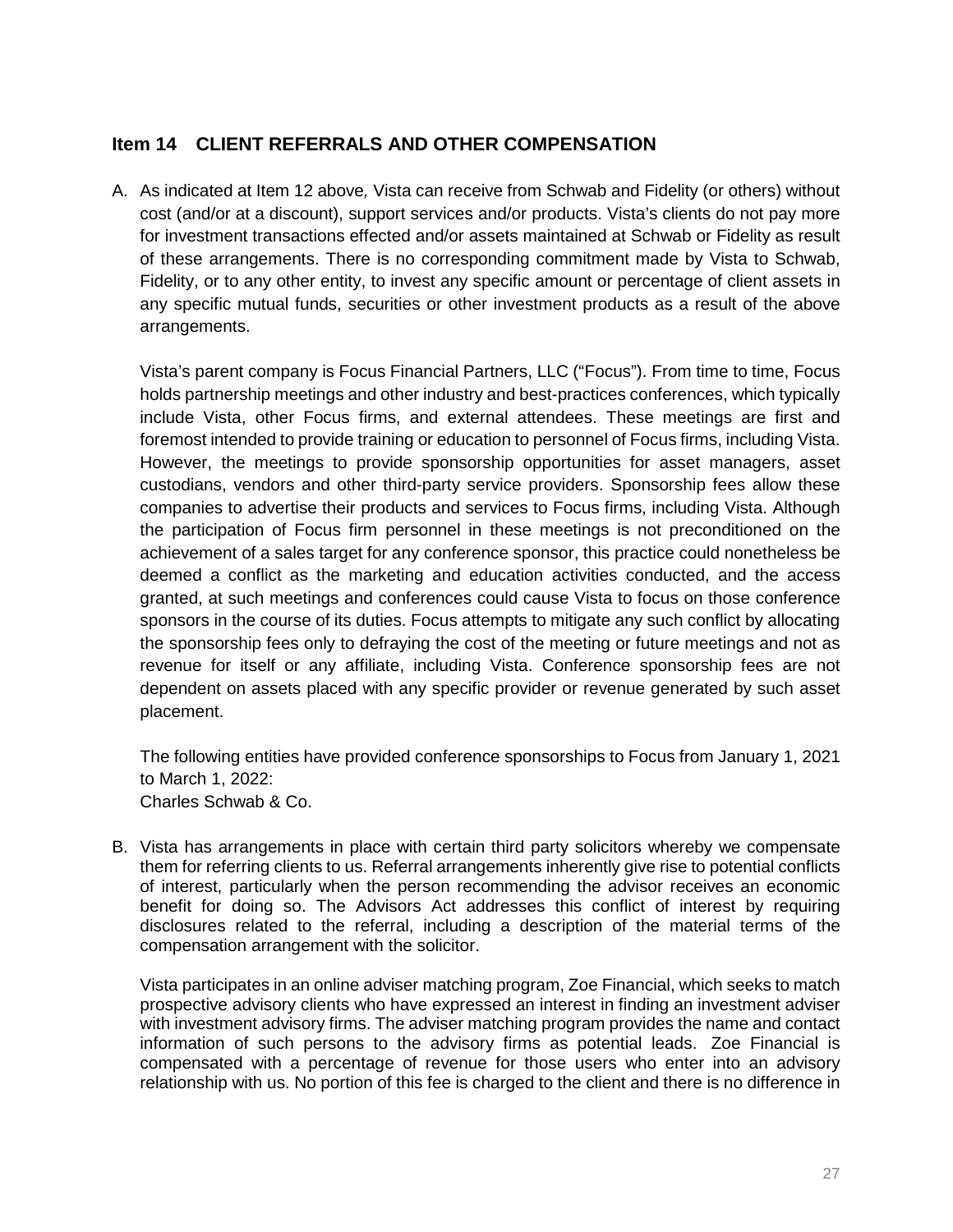## Item 14 CLIENT REFERRALS AND OTHER COMPENSATION

A. As indicated at Item 12 above, Vista can receive from Schwab and Fidelity (or others) without cost (and/or at a discount), support services and/or products. Vista's clients do not pay more for investment transactions effected and/or assets maintained at Schwab or Fidelity as result of these arrangements. There is no corresponding commitment made by Vista to Schwab, Fidelity, or to any other entity, to invest any specific amount or percentage of client assets in any specific mutual funds, securities or other investment products as a result of the above arrangements.

   Vista's parent company is Focus Financial Partners, LLC ("Focus"). From time to time, Focus holds partnership meetings and other industry and best-practices conferences, which typically include Vista, other Focus firms, and external attendees. These meetings are first and foremost intended to provide training or education to personnel of Focus firms, including Vista. However, the meetings to provide sponsorship opportunities for asset managers, asset custodians, vendors and other third-party service providers. Sponsorship fees allow these companies to advertise their products and services to Focus firms, including Vista. Although the participation of Focus firm personnel in these meetings is not preconditioned on the achievement of a sales target for any conference sponsor, this practice could nonetheless be deemed a conflict as the marketing and education activities conducted, and the access granted, at such meetings and conferences could cause Vista to focus on those conference sponsors in the course of its duties. Focus attempts to mitigate any such conflict by allocating the sponsorship fees only to defraying the cost of the meeting or future meetings and not as revenue for itself or any affiliate, including Vista. Conference sponsorship fees are not dependent on assets placed with any specific provider or revenue generated by such asset placement.

   The following entities have provided conference sponsorships to Focus from January 1, 2021 to March 1, 2022:
   Charles Schwab & Co.

B. Vista has arrangements in place with certain third party solicitors whereby we compensate them for referring clients to us. Referral arrangements inherently give rise to potential conflicts of interest, particularly when the person recommending the advisor receives an economic benefit for doing so. The Advisors Act addresses this conflict of interest by requiring disclosures related to the referral, including a description of the material terms of the compensation arrangement with the solicitor.

   Vista participates in an online adviser matching program, Zoe Financial, which seeks to match prospective advisory clients who have expressed an interest in finding an investment adviser with investment advisory firms. The adviser matching program provides the name and contact information of such persons to the advisory firms as potential leads. Zoe Financial is compensated with a percentage of revenue for those users who enter into an advisory relationship with us. No portion of this fee is charged to the client and there is no difference in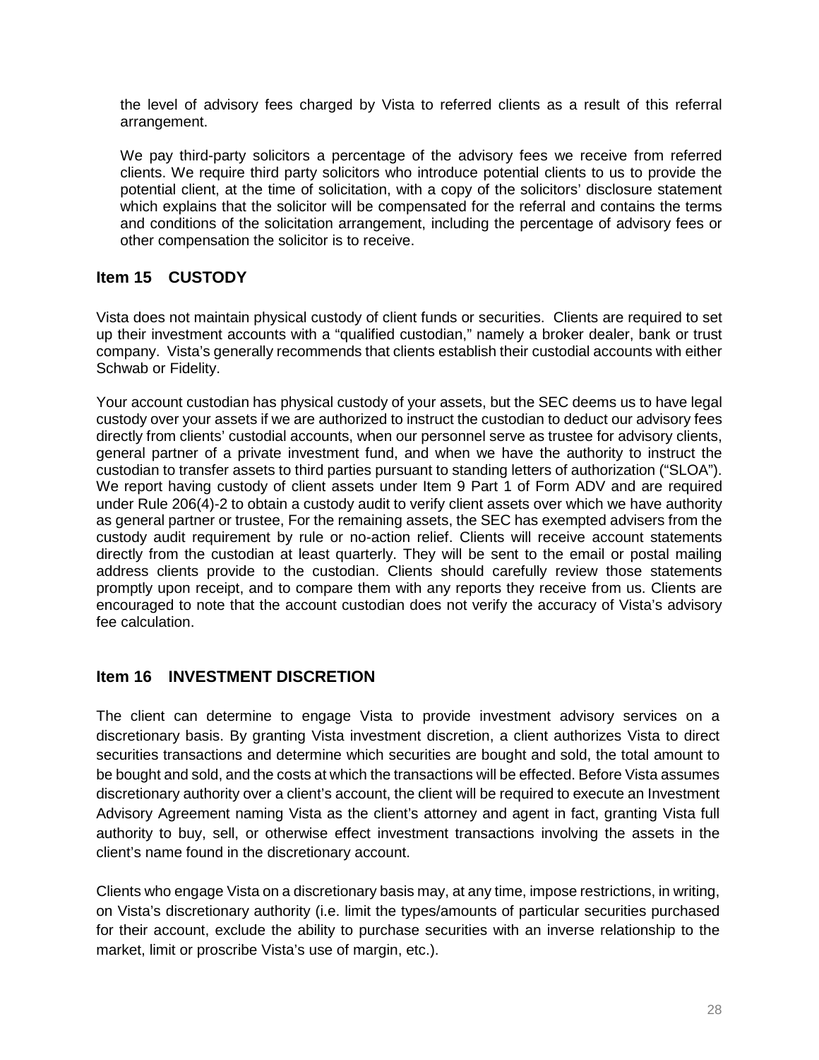the level of advisory fees charged by Vista to referred clients as a result of this referral arrangement.

We pay third-party solicitors a percentage of the advisory fees we receive from referred clients. We require third party solicitors who introduce potential clients to us to provide the potential client, at the time of solicitation, with a copy of the solicitors' disclosure statement which explains that the solicitor will be compensated for the referral and contains the terms and conditions of the solicitation arrangement, including the percentage of advisory fees or other compensation the solicitor is to receive.

## Item 15 CUSTODY

Vista does not maintain physical custody of client funds or securities. Clients are required to set up their investment accounts with a "qualified custodian," namely a broker dealer, bank or trust company. Vista's generally recommends that clients establish their custodial accounts with either Schwab or Fidelity.

Your account custodian has physical custody of your assets, but the SEC deems us to have legal custody over your assets if we are authorized to instruct the custodian to deduct our advisory fees directly from clients' custodial accounts, when our personnel serve as trustee for advisory clients, general partner of a private investment fund, and when we have the authority to instruct the custodian to transfer assets to third parties pursuant to standing letters of authorization ("SLOA"). We report having custody of client assets under Item 9 Part 1 of Form ADV and are required under Rule 206(4)-2 to obtain a custody audit to verify client assets over which we have authority as general partner or trustee, For the remaining assets, the SEC has exempted advisers from the custody audit requirement by rule or no-action relief. Clients will receive account statements directly from the custodian at least quarterly. They will be sent to the email or postal mailing address clients provide to the custodian. Clients should carefully review those statements promptly upon receipt, and to compare them with any reports they receive from us. Clients are encouraged to note that the account custodian does not verify the accuracy of Vista's advisory fee calculation.

## Item 16 INVESTMENT DISCRETION

The client can determine to engage Vista to provide investment advisory services on a discretionary basis. By granting Vista investment discretion, a client authorizes Vista to direct securities transactions and determine which securities are bought and sold, the total amount to be bought and sold, and the costs at which the transactions will be effected. Before Vista assumes discretionary authority over a client's account, the client will be required to execute an Investment Advisory Agreement naming Vista as the client's attorney and agent in fact, granting Vista full authority to buy, sell, or otherwise effect investment transactions involving the assets in the client's name found in the discretionary account.

Clients who engage Vista on a discretionary basis may, at any time, impose restrictions, in writing, on Vista's discretionary authority (i.e. limit the types/amounts of particular securities purchased for their account, exclude the ability to purchase securities with an inverse relationship to the market, limit or proscribe Vista's use of margin, etc.).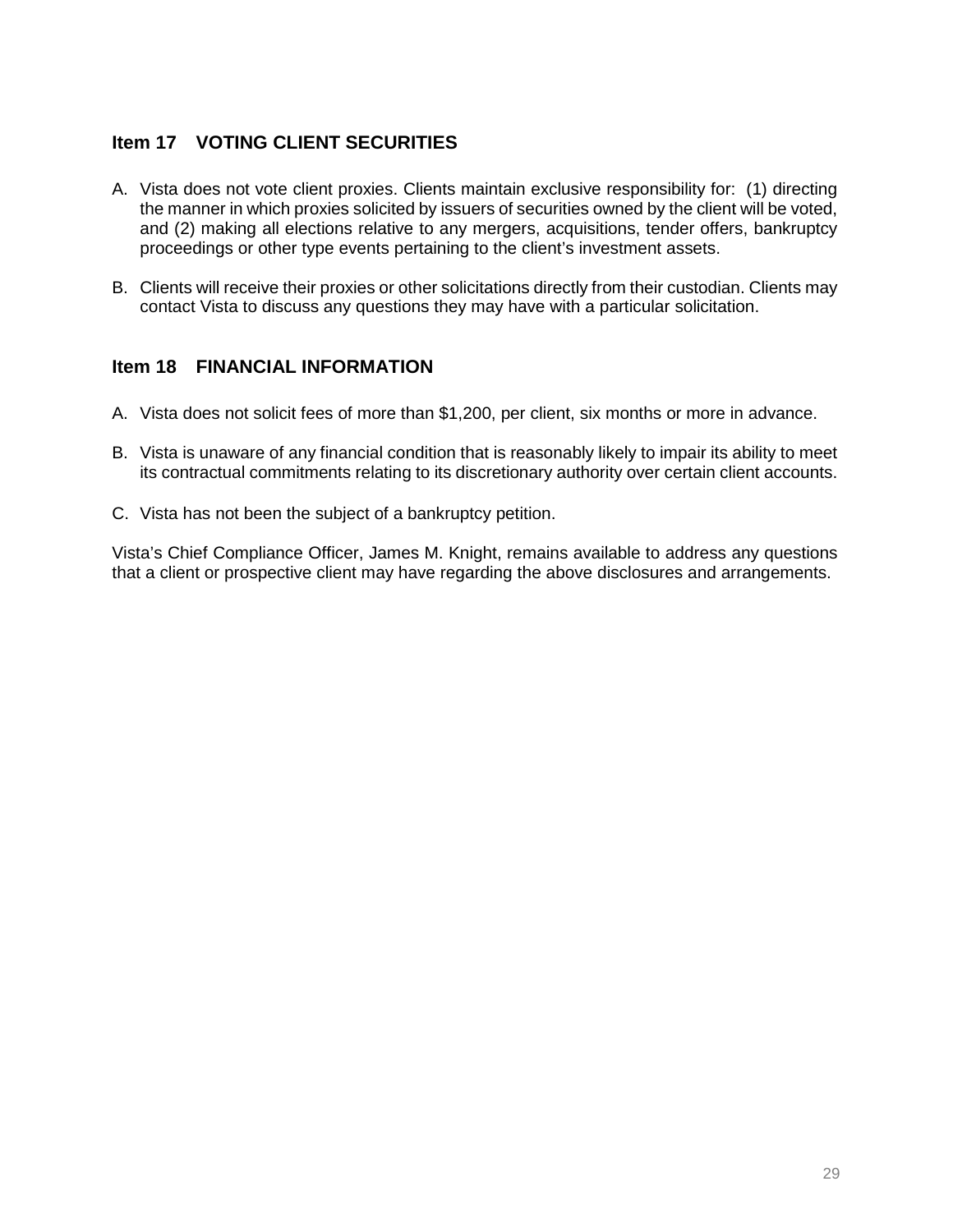## Item 17 VOTING CLIENT SECURITIES

A. Vista does not vote client proxies. Clients maintain exclusive responsibility for: (1) directing the manner in which proxies solicited by issuers of securities owned by the client will be voted, and (2) making all elections relative to any mergers, acquisitions, tender offers, bankruptcy proceedings or other type events pertaining to the client's investment assets.

B. Clients will receive their proxies or other solicitations directly from their custodian. Clients may contact Vista to discuss any questions they may have with a particular solicitation.

## Item 18 FINANCIAL INFORMATION

A. Vista does not solicit fees of more than $1,200, per client, six months or more in advance.

B. Vista is unaware of any financial condition that is reasonably likely to impair its ability to meet its contractual commitments relating to its discretionary authority over certain client accounts.

C. Vista has not been the subject of a bankruptcy petition.

Vista's Chief Compliance Officer, James M. Knight, remains available to address any questions that a client or prospective client may have regarding the above disclosures and arrangements.